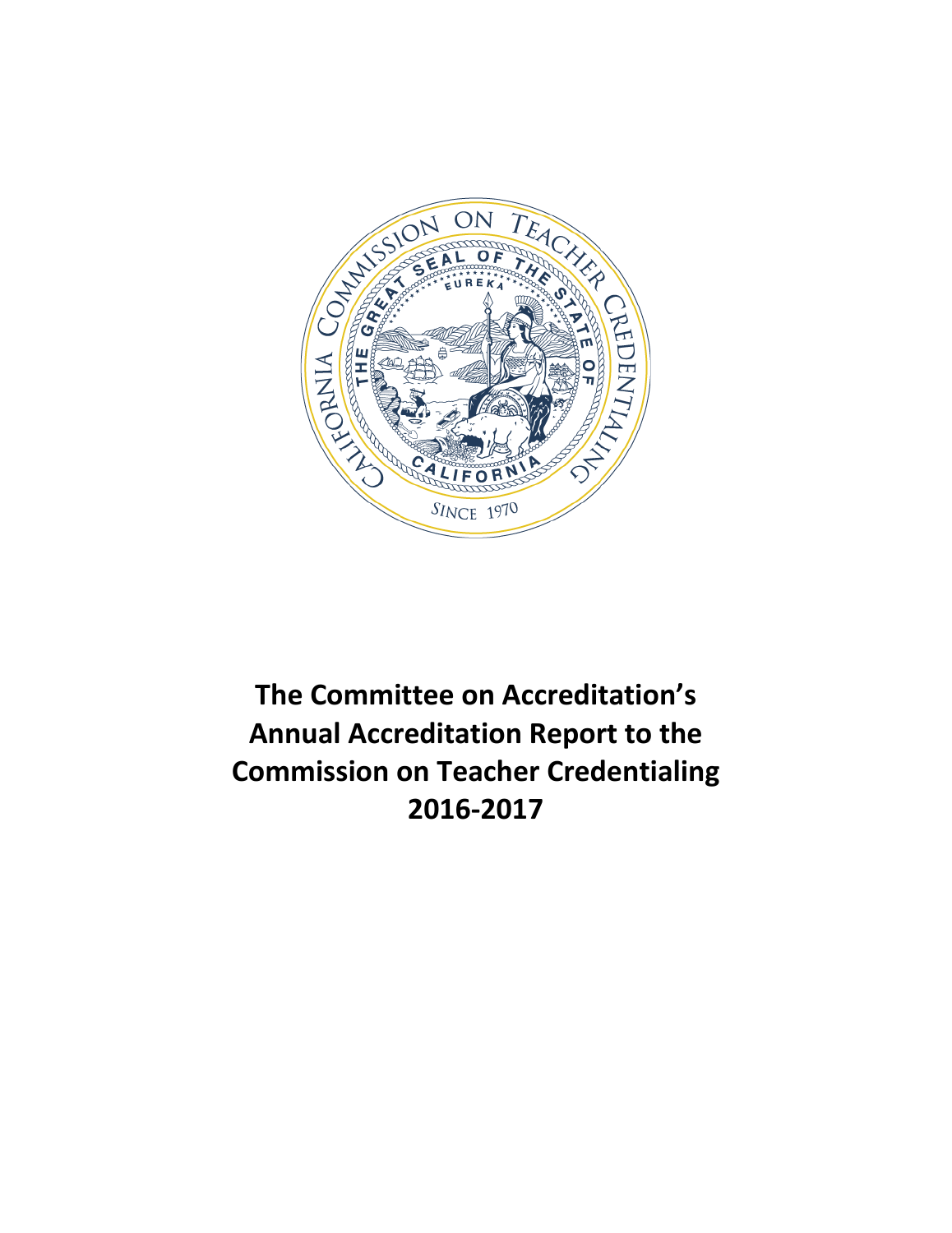# The Committee on Accreditation's Annual Accreditation Report to the Commission on Teacher Credentialing 2016-2017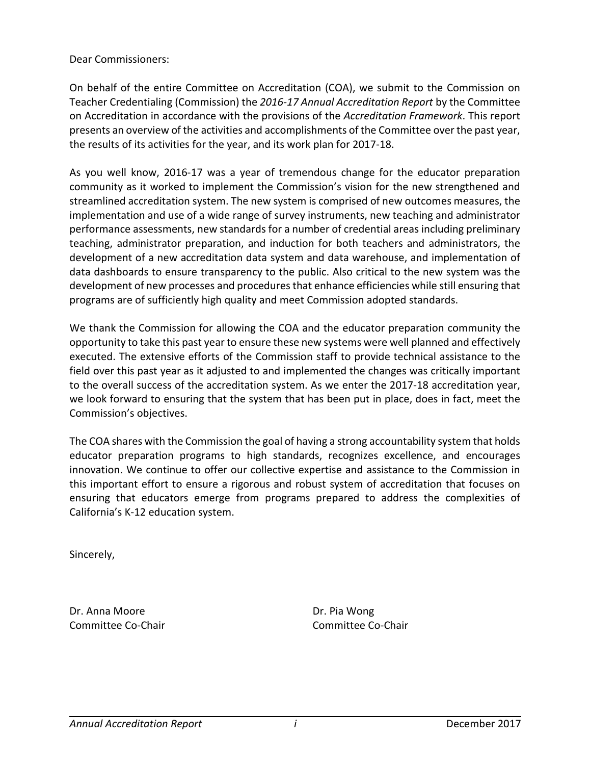Dear Commissioners:

On behalf of the entire Committee on Accreditation (COA), we submit to the Commission on Teacher Credentialing (Commission) the *2016-17 Annual Accreditation Report* by the Committee on Accreditation in accordance with the provisions of the *Accreditation Framework*. This report presents an overview of the activities and accomplishments of the Committee over the past year, the results of its activities for the year, and its work plan for 2017-18.

As you well know, 2016-17 was a year of tremendous change for the educator preparation community as it worked to implement the Commission's vision for the new strengthened and streamlined accreditation system. The new system is comprised of new outcomes measures, the implementation and use of a wide range of survey instruments, new teaching and administrator performance assessments, new standards for a number of credential areas including preliminary teaching, administrator preparation, and induction for both teachers and administrators, the development of a new accreditation data system and data warehouse, and implementation of data dashboards to ensure transparency to the public. Also critical to the new system was the development of new processes and procedures that enhance efficiencies while still ensuring that programs are of sufficiently high quality and meet Commission adopted standards.

We thank the Commission for allowing the COA and the educator preparation community the opportunity to take this past year to ensure these new systems were well planned and effectively executed. The extensive efforts of the Commission staff to provide technical assistance to the field over this past year as it adjusted to and implemented the changes was critically important to the overall success of the accreditation system. As we enter the 2017-18 accreditation year, we look forward to ensuring that the system that has been put in place, does in fact, meet the Commission's objectives.

The COA shares with the Commission the goal of having a strong accountability system that holds educator preparation programs to high standards, recognizes excellence, and encourages innovation. We continue to offer our collective expertise and assistance to the Commission in this important effort to ensure a rigorous and robust system of accreditation that focuses on ensuring that educators emerge from programs prepared to address the complexities of California's K-12 education system.

Sincerely,

Dr. Anna Moore
Committee Co-Chair

Dr. Pia Wong
Committee Co-Chair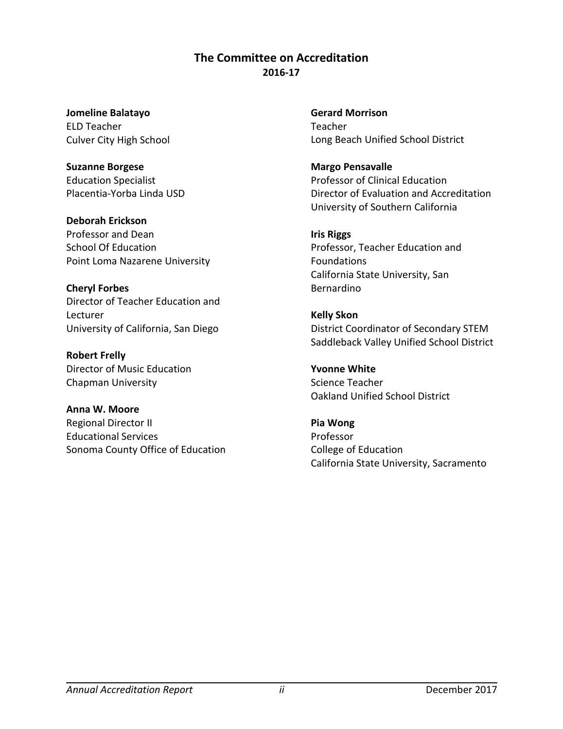# The Committee on Accreditation

## 2016-17

**Jomeline Balatayo**
ELD Teacher
Culver City High School

**Suzanne Borgese**
Education Specialist
Placentia-Yorba Linda USD

**Deborah Erickson**
Professor and Dean
School Of Education
Point Loma Nazarene University

**Cheryl Forbes**
Director of Teacher Education and Lecturer
University of California, San Diego

**Robert Frelly**
Director of Music Education
Chapman University

**Anna W. Moore**
Regional Director II
Educational Services
Sonoma County Office of Education

**Gerard Morrison**
Teacher
Long Beach Unified School District

**Margo Pensavalle**
Professor of Clinical Education
Director of Evaluation and Accreditation
University of Southern California

**Iris Riggs**
Professor, Teacher Education and Foundations
California State University, San Bernardino

**Kelly Skon**
District Coordinator of Secondary STEM
Saddleback Valley Unified School District

**Yvonne White**
Science Teacher
Oakland Unified School District

**Pia Wong**
Professor
College of Education
California State University, Sacramento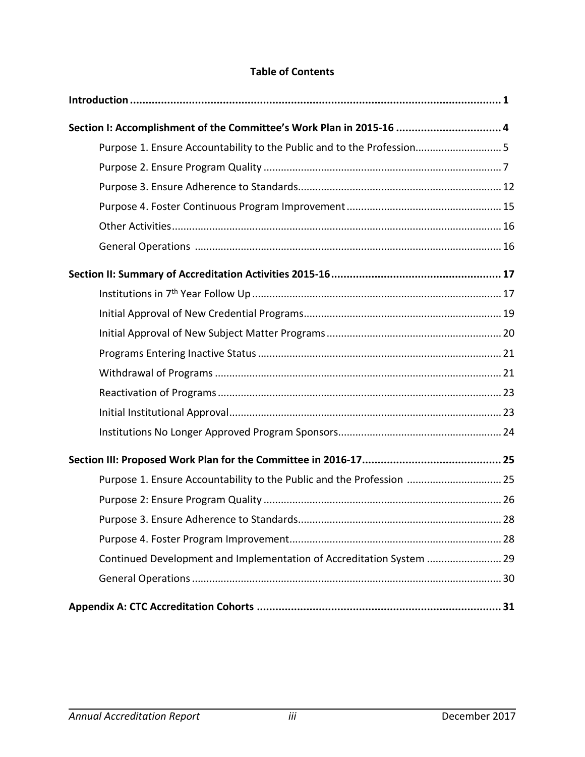**Table of Contents**

**Introduction** .......... **1**

**Section I: Accomplishment of the Committee's Work Plan in 2015-16** .......... **4**

- Purpose 1. Ensure Accountability to the Public and to the Profession .......... 5
- Purpose 2. Ensure Program Quality .......... 7
- Purpose 3. Ensure Adherence to Standards .......... 12
- Purpose 4. Foster Continuous Program Improvement .......... 15
- Other Activities .......... 16
- General Operations .......... 16

**Section II: Summary of Accreditation Activities 2015-16** .......... **17**

- Institutions in 7th Year Follow Up .......... 17
- Initial Approval of New Credential Programs .......... 19
- Initial Approval of New Subject Matter Programs .......... 20
- Programs Entering Inactive Status .......... 21
- Withdrawal of Programs .......... 21
- Reactivation of Programs .......... 23
- Initial Institutional Approval .......... 23
- Institutions No Longer Approved Program Sponsors .......... 24

**Section III: Proposed Work Plan for the Committee in 2016-17** .......... **25**

- Purpose 1. Ensure Accountability to the Public and the Profession .......... 25
- Purpose 2: Ensure Program Quality .......... 26
- Purpose 3. Ensure Adherence to Standards .......... 28
- Purpose 4. Foster Program Improvement .......... 28
- Continued Development and Implementation of Accreditation System .......... 29
- General Operations .......... 30

**Appendix A: CTC Accreditation Cohorts** .......... **31**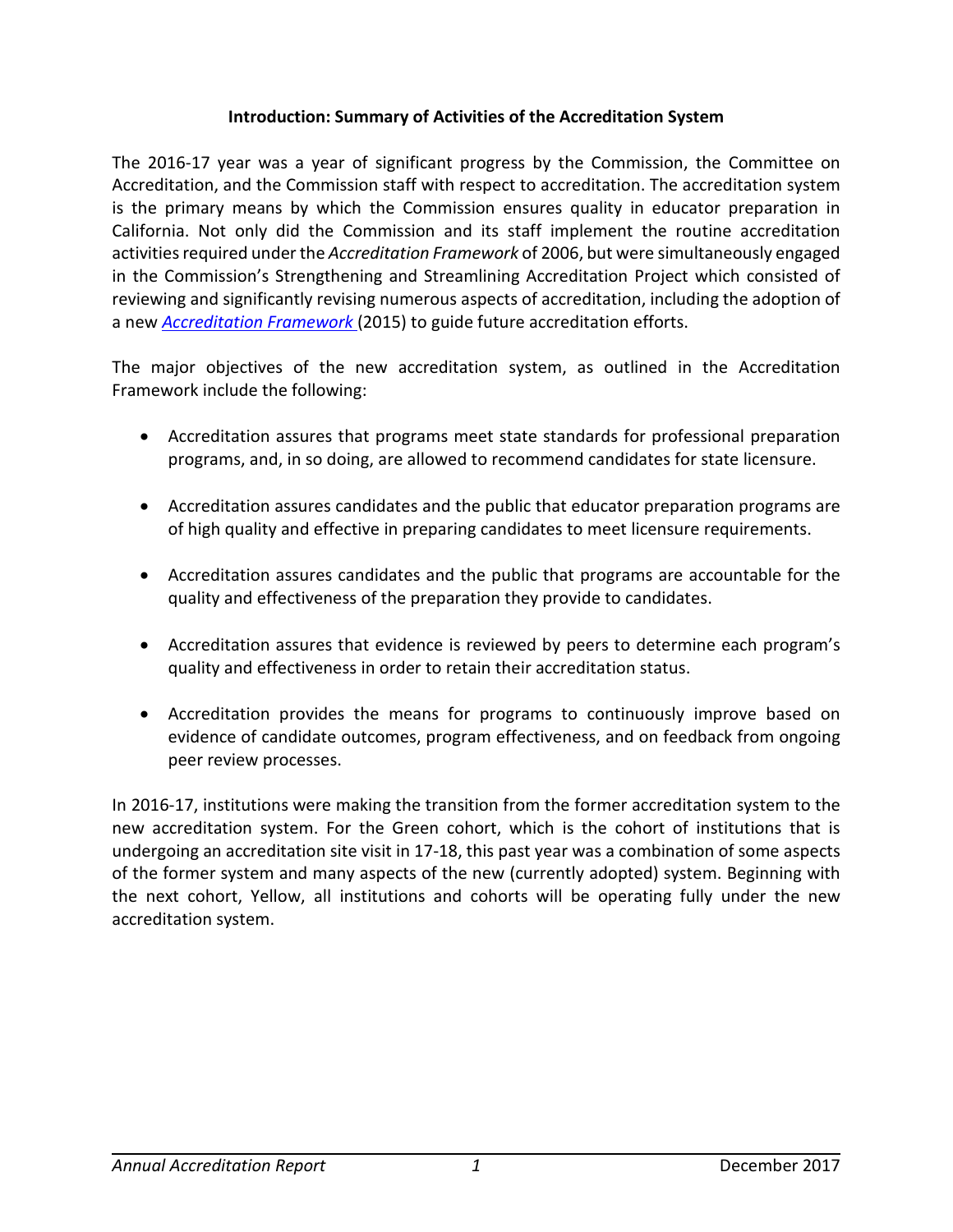## Introduction: Summary of Activities of the Accreditation System

The 2016-17 year was a year of significant progress by the Commission, the Committee on Accreditation, and the Commission staff with respect to accreditation. The accreditation system is the primary means by which the Commission ensures quality in educator preparation in California. Not only did the Commission and its staff implement the routine accreditation activities required under the *Accreditation Framework* of 2006, but were simultaneously engaged in the Commission's Strengthening and Streamlining Accreditation Project which consisted of reviewing and significantly revising numerous aspects of accreditation, including the adoption of a new *Accreditation Framework* (2015) to guide future accreditation efforts.

The major objectives of the new accreditation system, as outlined in the Accreditation Framework include the following:

- Accreditation assures that programs meet state standards for professional preparation programs, and, in so doing, are allowed to recommend candidates for state licensure.
- Accreditation assures candidates and the public that educator preparation programs are of high quality and effective in preparing candidates to meet licensure requirements.
- Accreditation assures candidates and the public that programs are accountable for the quality and effectiveness of the preparation they provide to candidates.
- Accreditation assures that evidence is reviewed by peers to determine each program's quality and effectiveness in order to retain their accreditation status.
- Accreditation provides the means for programs to continuously improve based on evidence of candidate outcomes, program effectiveness, and on feedback from ongoing peer review processes.

In 2016-17, institutions were making the transition from the former accreditation system to the new accreditation system. For the Green cohort, which is the cohort of institutions that is undergoing an accreditation site visit in 17-18, this past year was a combination of some aspects of the former system and many aspects of the new (currently adopted) system. Beginning with the next cohort, Yellow, all institutions and cohorts will be operating fully under the new accreditation system.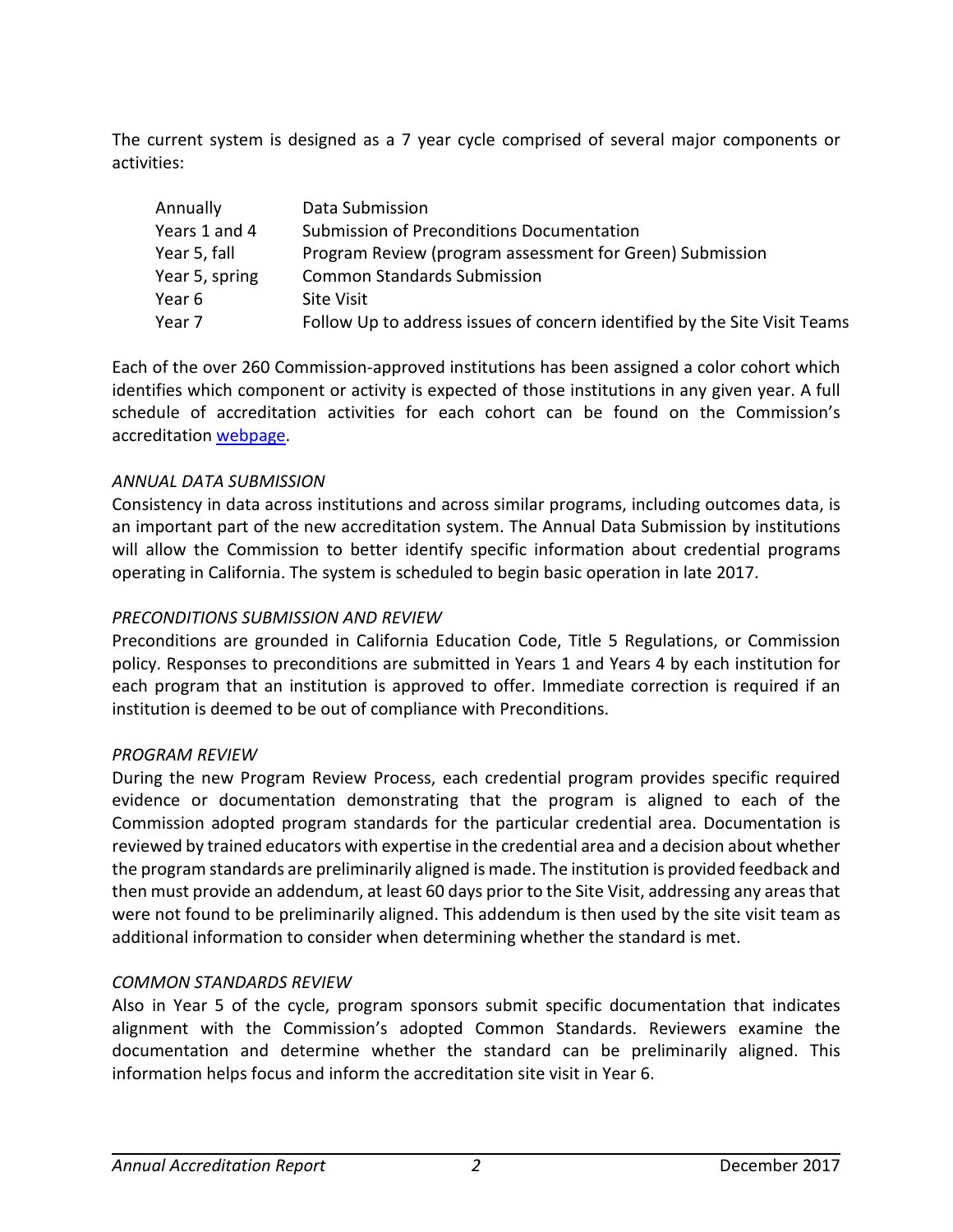The current system is designed as a 7 year cycle comprised of several major components or activities:

| | |
|---|---|
| Annually | Data Submission |
| Years 1 and 4 | Submission of Preconditions Documentation |
| Year 5, fall | Program Review (program assessment for Green) Submission |
| Year 5, spring | Common Standards Submission |
| Year 6 | Site Visit |
| Year 7 | Follow Up to address issues of concern identified by the Site Visit Teams |

Each of the over 260 Commission-approved institutions has been assigned a color cohort which identifies which component or activity is expected of those institutions in any given year. A full schedule of accreditation activities for each cohort can be found on the Commission's accreditation webpage.

*ANNUAL DATA SUBMISSION*

Consistency in data across institutions and across similar programs, including outcomes data, is an important part of the new accreditation system. The Annual Data Submission by institutions will allow the Commission to better identify specific information about credential programs operating in California. The system is scheduled to begin basic operation in late 2017.

*PRECONDITIONS SUBMISSION AND REVIEW*

Preconditions are grounded in California Education Code, Title 5 Regulations, or Commission policy. Responses to preconditions are submitted in Years 1 and Years 4 by each institution for each program that an institution is approved to offer. Immediate correction is required if an institution is deemed to be out of compliance with Preconditions.

*PROGRAM REVIEW*

During the new Program Review Process, each credential program provides specific required evidence or documentation demonstrating that the program is aligned to each of the Commission adopted program standards for the particular credential area. Documentation is reviewed by trained educators with expertise in the credential area and a decision about whether the program standards are preliminarily aligned is made. The institution is provided feedback and then must provide an addendum, at least 60 days prior to the Site Visit, addressing any areas that were not found to be preliminarily aligned. This addendum is then used by the site visit team as additional information to consider when determining whether the standard is met.

*COMMON STANDARDS REVIEW*

Also in Year 5 of the cycle, program sponsors submit specific documentation that indicates alignment with the Commission's adopted Common Standards. Reviewers examine the documentation and determine whether the standard can be preliminarily aligned. This information helps focus and inform the accreditation site visit in Year 6.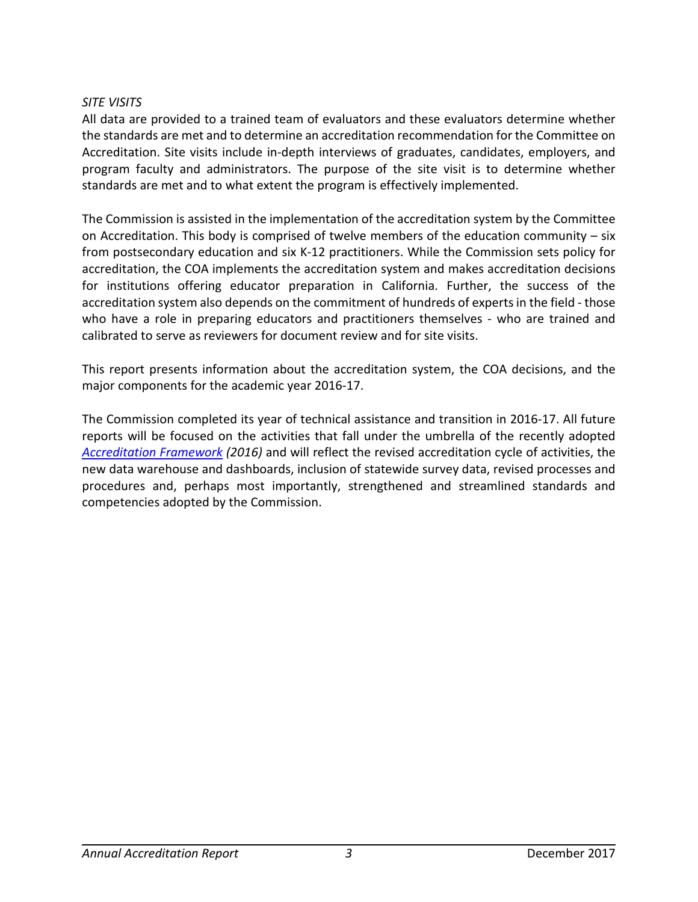*SITE VISITS*

All data are provided to a trained team of evaluators and these evaluators determine whether the standards are met and to determine an accreditation recommendation for the Committee on Accreditation. Site visits include in-depth interviews of graduates, candidates, employers, and program faculty and administrators. The purpose of the site visit is to determine whether standards are met and to what extent the program is effectively implemented.

The Commission is assisted in the implementation of the accreditation system by the Committee on Accreditation. This body is comprised of twelve members of the education community – six from postsecondary education and six K-12 practitioners. While the Commission sets policy for accreditation, the COA implements the accreditation system and makes accreditation decisions for institutions offering educator preparation in California. Further, the success of the accreditation system also depends on the commitment of hundreds of experts in the field - those who have a role in preparing educators and practitioners themselves - who are trained and calibrated to serve as reviewers for document review and for site visits.

This report presents information about the accreditation system, the COA decisions, and the major components for the academic year 2016-17.

The Commission completed its year of technical assistance and transition in 2016-17. All future reports will be focused on the activities that fall under the umbrella of the recently adopted *Accreditation Framework (2016)* and will reflect the revised accreditation cycle of activities, the new data warehouse and dashboards, inclusion of statewide survey data, revised processes and procedures and, perhaps most importantly, strengthened and streamlined standards and competencies adopted by the Commission.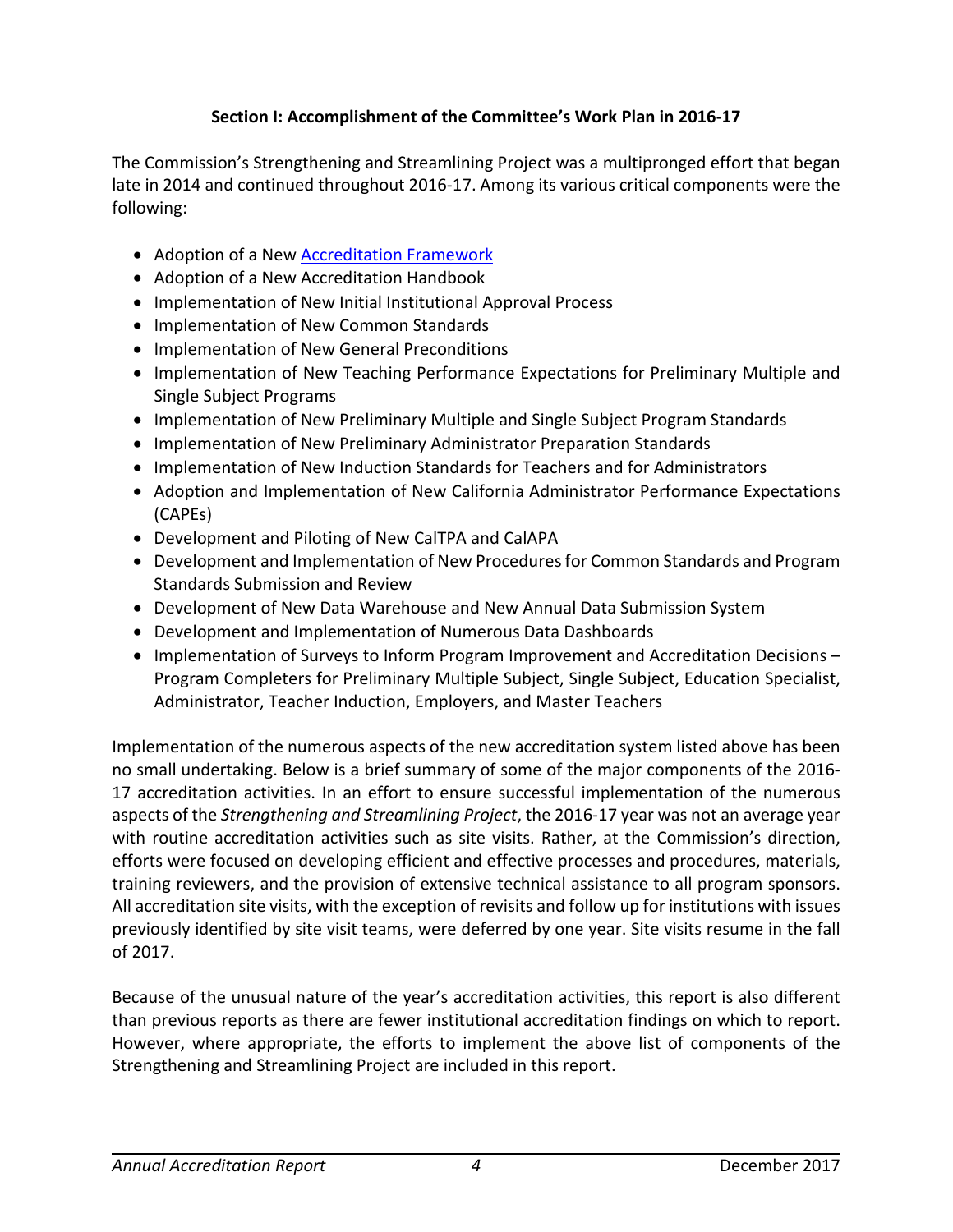## Section I: Accomplishment of the Committee's Work Plan in 2016-17

The Commission's Strengthening and Streamlining Project was a multipronged effort that began late in 2014 and continued throughout 2016-17. Among its various critical components were the following:

- Adoption of a New Accreditation Framework
- Adoption of a New Accreditation Handbook
- Implementation of New Initial Institutional Approval Process
- Implementation of New Common Standards
- Implementation of New General Preconditions
- Implementation of New Teaching Performance Expectations for Preliminary Multiple and Single Subject Programs
- Implementation of New Preliminary Multiple and Single Subject Program Standards
- Implementation of New Preliminary Administrator Preparation Standards
- Implementation of New Induction Standards for Teachers and for Administrators
- Adoption and Implementation of New California Administrator Performance Expectations (CAPEs)
- Development and Piloting of New CalTPA and CalAPA
- Development and Implementation of New Procedures for Common Standards and Program Standards Submission and Review
- Development of New Data Warehouse and New Annual Data Submission System
- Development and Implementation of Numerous Data Dashboards
- Implementation of Surveys to Inform Program Improvement and Accreditation Decisions – Program Completers for Preliminary Multiple Subject, Single Subject, Education Specialist, Administrator, Teacher Induction, Employers, and Master Teachers

Implementation of the numerous aspects of the new accreditation system listed above has been no small undertaking. Below is a brief summary of some of the major components of the 2016-17 accreditation activities. In an effort to ensure successful implementation of the numerous aspects of the *Strengthening and Streamlining Project*, the 2016-17 year was not an average year with routine accreditation activities such as site visits. Rather, at the Commission's direction, efforts were focused on developing efficient and effective processes and procedures, materials, training reviewers, and the provision of extensive technical assistance to all program sponsors. All accreditation site visits, with the exception of revisits and follow up for institutions with issues previously identified by site visit teams, were deferred by one year. Site visits resume in the fall of 2017.

Because of the unusual nature of the year's accreditation activities, this report is also different than previous reports as there are fewer institutional accreditation findings on which to report. However, where appropriate, the efforts to implement the above list of components of the Strengthening and Streamlining Project are included in this report.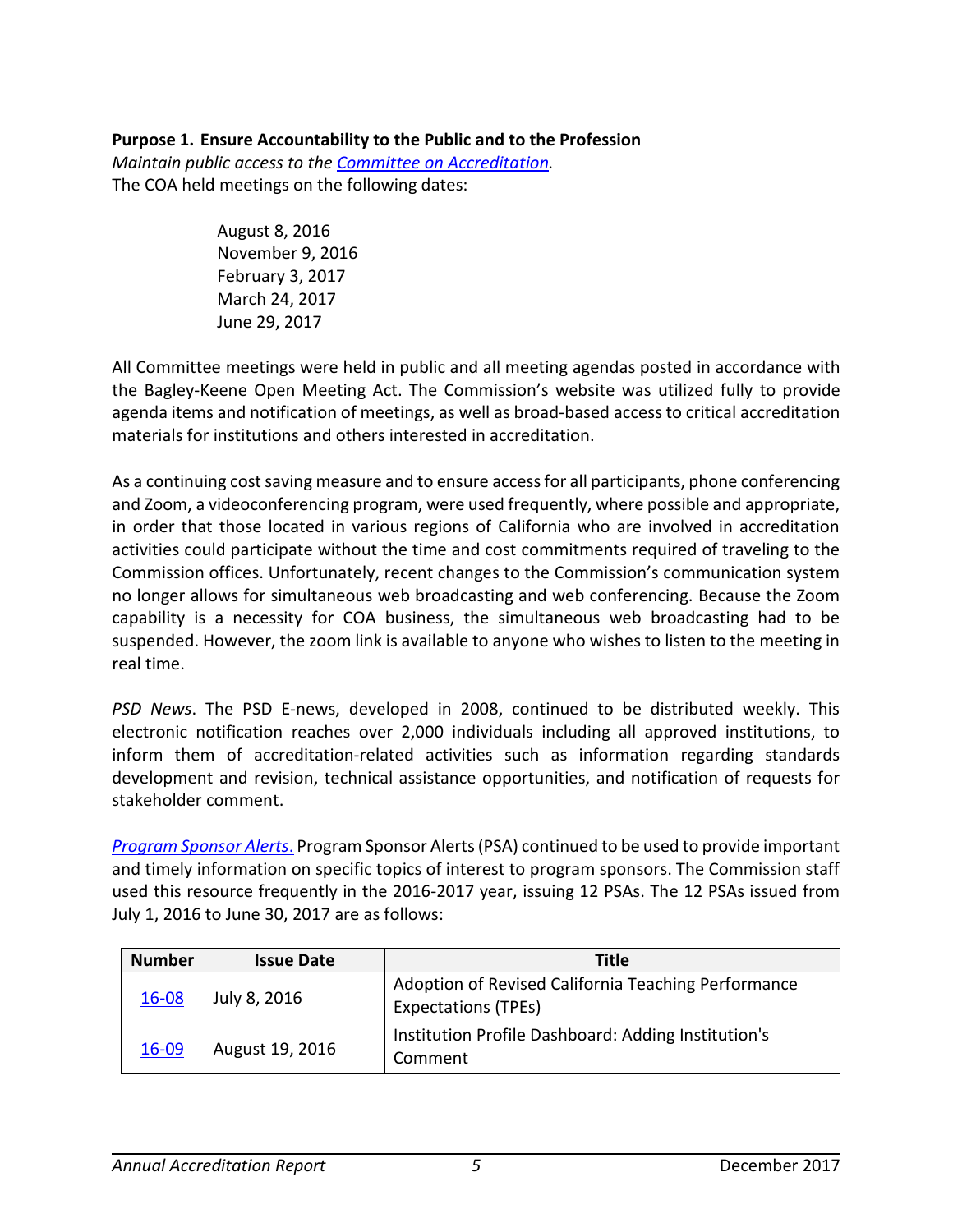**Purpose 1. Ensure Accountability to the Public and to the Profession**

*Maintain public access to the Committee on Accreditation.*

The COA held meetings on the following dates:

August 8, 2016
November 9, 2016
February 3, 2017
March 24, 2017
June 29, 2017

All Committee meetings were held in public and all meeting agendas posted in accordance with the Bagley-Keene Open Meeting Act. The Commission's website was utilized fully to provide agenda items and notification of meetings, as well as broad-based access to critical accreditation materials for institutions and others interested in accreditation.

As a continuing cost saving measure and to ensure access for all participants, phone conferencing and Zoom, a videoconferencing program, were used frequently, where possible and appropriate, in order that those located in various regions of California who are involved in accreditation activities could participate without the time and cost commitments required of traveling to the Commission offices. Unfortunately, recent changes to the Commission's communication system no longer allows for simultaneous web broadcasting and web conferencing. Because the Zoom capability is a necessity for COA business, the simultaneous web broadcasting had to be suspended. However, the zoom link is available to anyone who wishes to listen to the meeting in real time.

*PSD News*. The PSD E-news, developed in 2008, continued to be distributed weekly. This electronic notification reaches over 2,000 individuals including all approved institutions, to inform them of accreditation-related activities such as information regarding standards development and revision, technical assistance opportunities, and notification of requests for stakeholder comment.

*Program Sponsor Alerts*. Program Sponsor Alerts (PSA) continued to be used to provide important and timely information on specific topics of interest to program sponsors. The Commission staff used this resource frequently in the 2016-2017 year, issuing 12 PSAs. The 12 PSAs issued from July 1, 2016 to June 30, 2017 are as follows:

| Number | Issue Date | Title |
|---|---|---|
| 16-08 | July 8, 2016 | Adoption of Revised California Teaching Performance Expectations (TPEs) |
| 16-09 | August 19, 2016 | Institution Profile Dashboard: Adding Institution's Comment |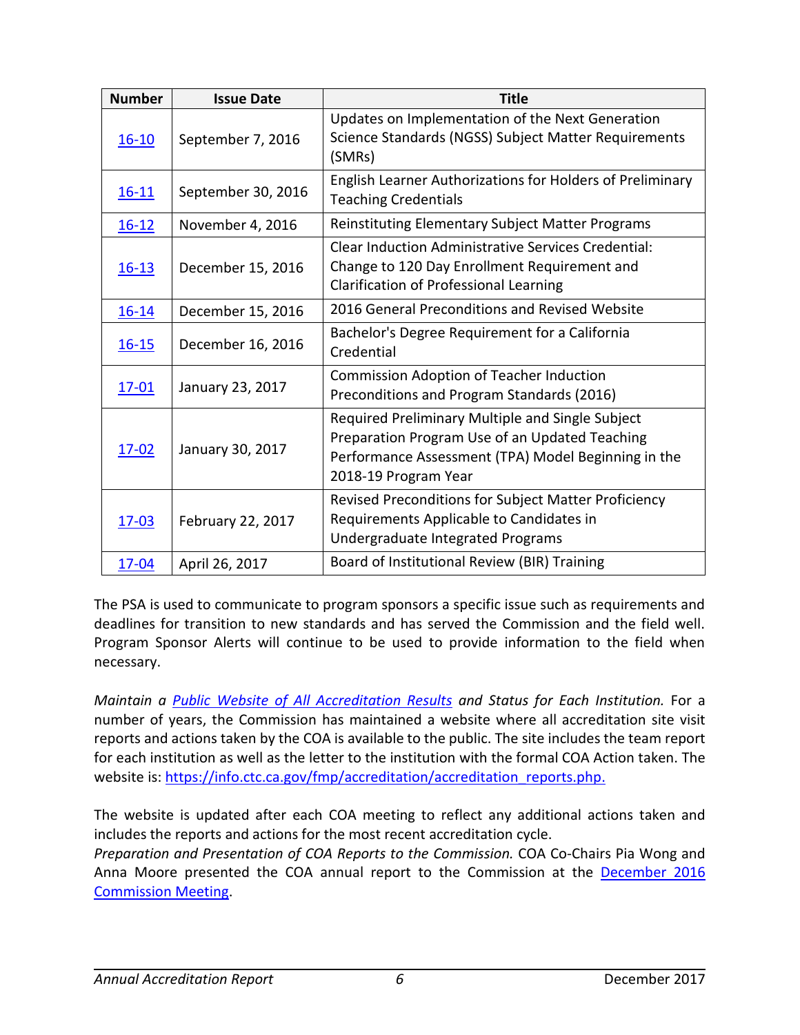| Number | Issue Date | Title |
| --- | --- | --- |
| [16-10] | September 7, 2016 | Updates on Implementation of the Next Generation Science Standards (NGSS) Subject Matter Requirements (SMRs) |
| [16-11] | September 30, 2016 | English Learner Authorizations for Holders of Preliminary Teaching Credentials |
| [16-12] | November 4, 2016 | Reinstituting Elementary Subject Matter Programs |
| [16-13] | December 15, 2016 | Clear Induction Administrative Services Credential: Change to 120 Day Enrollment Requirement and Clarification of Professional Learning |
| [16-14] | December 15, 2016 | 2016 General Preconditions and Revised Website |
| [16-15] | December 16, 2016 | Bachelor's Degree Requirement for a California Credential |
| [17-01] | January 23, 2017 | Commission Adoption of Teacher Induction Preconditions and Program Standards (2016) |
| [17-02] | January 30, 2017 | Required Preliminary Multiple and Single Subject Preparation Program Use of an Updated Teaching Performance Assessment (TPA) Model Beginning in the 2018-19 Program Year |
| [17-03] | February 22, 2017 | Revised Preconditions for Subject Matter Proficiency Requirements Applicable to Candidates in Undergraduate Integrated Programs |
| [17-04] | April 26, 2017 | Board of Institutional Review (BIR) Training |

The PSA is used to communicate to program sponsors a specific issue such as requirements and deadlines for transition to new standards and has served the Commission and the field well. Program Sponsor Alerts will continue to be used to provide information to the field when necessary.

*Maintain a Public Website of All Accreditation Results and Status for Each Institution.* For a number of years, the Commission has maintained a website where all accreditation site visit reports and actions taken by the COA is available to the public. The site includes the team report for each institution as well as the letter to the institution with the formal COA Action taken. The website is: https://info.ctc.ca.gov/fmp/accreditation/accreditation_reports.php.

The website is updated after each COA meeting to reflect any additional actions taken and includes the reports and actions for the most recent accreditation cycle.

*Preparation and Presentation of COA Reports to the Commission.* COA Co-Chairs Pia Wong and Anna Moore presented the COA annual report to the Commission at the December 2016 Commission Meeting.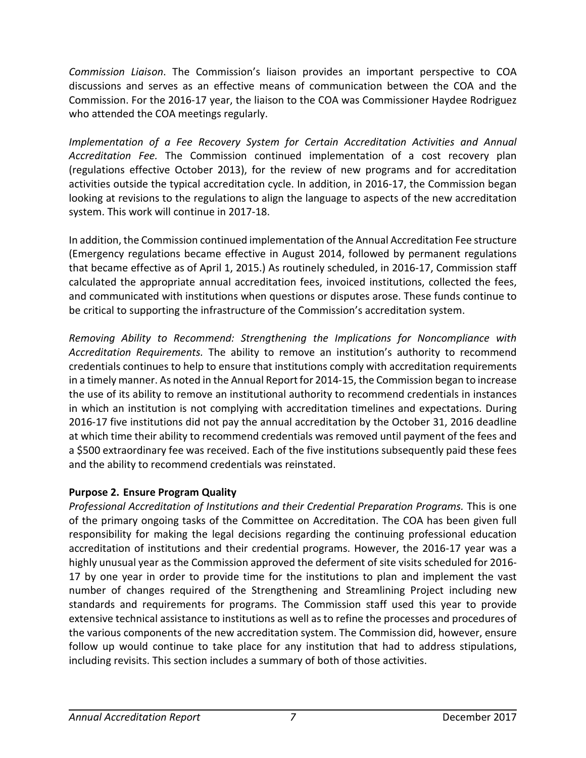*Commission Liaison*. The Commission's liaison provides an important perspective to COA discussions and serves as an effective means of communication between the COA and the Commission. For the 2016-17 year, the liaison to the COA was Commissioner Haydee Rodriguez who attended the COA meetings regularly.

*Implementation of a Fee Recovery System for Certain Accreditation Activities and Annual Accreditation Fee.* The Commission continued implementation of a cost recovery plan (regulations effective October 2013), for the review of new programs and for accreditation activities outside the typical accreditation cycle. In addition, in 2016-17, the Commission began looking at revisions to the regulations to align the language to aspects of the new accreditation system. This work will continue in 2017-18.

In addition, the Commission continued implementation of the Annual Accreditation Fee structure (Emergency regulations became effective in August 2014, followed by permanent regulations that became effective as of April 1, 2015.) As routinely scheduled, in 2016-17, Commission staff calculated the appropriate annual accreditation fees, invoiced institutions, collected the fees, and communicated with institutions when questions or disputes arose. These funds continue to be critical to supporting the infrastructure of the Commission's accreditation system.

*Removing Ability to Recommend: Strengthening the Implications for Noncompliance with Accreditation Requirements.* The ability to remove an institution's authority to recommend credentials continues to help to ensure that institutions comply with accreditation requirements in a timely manner. As noted in the Annual Report for 2014-15, the Commission began to increase the use of its ability to remove an institutional authority to recommend credentials in instances in which an institution is not complying with accreditation timelines and expectations. During 2016-17 five institutions did not pay the annual accreditation by the October 31, 2016 deadline at which time their ability to recommend credentials was removed until payment of the fees and a $500 extraordinary fee was received. Each of the five institutions subsequently paid these fees and the ability to recommend credentials was reinstated.

**Purpose 2. Ensure Program Quality**

*Professional Accreditation of Institutions and their Credential Preparation Programs.* This is one of the primary ongoing tasks of the Committee on Accreditation. The COA has been given full responsibility for making the legal decisions regarding the continuing professional education accreditation of institutions and their credential programs. However, the 2016-17 year was a highly unusual year as the Commission approved the deferment of site visits scheduled for 2016-17 by one year in order to provide time for the institutions to plan and implement the vast number of changes required of the Strengthening and Streamlining Project including new standards and requirements for programs. The Commission staff used this year to provide extensive technical assistance to institutions as well as to refine the processes and procedures of the various components of the new accreditation system. The Commission did, however, ensure follow up would continue to take place for any institution that had to address stipulations, including revisits. This section includes a summary of both of those activities.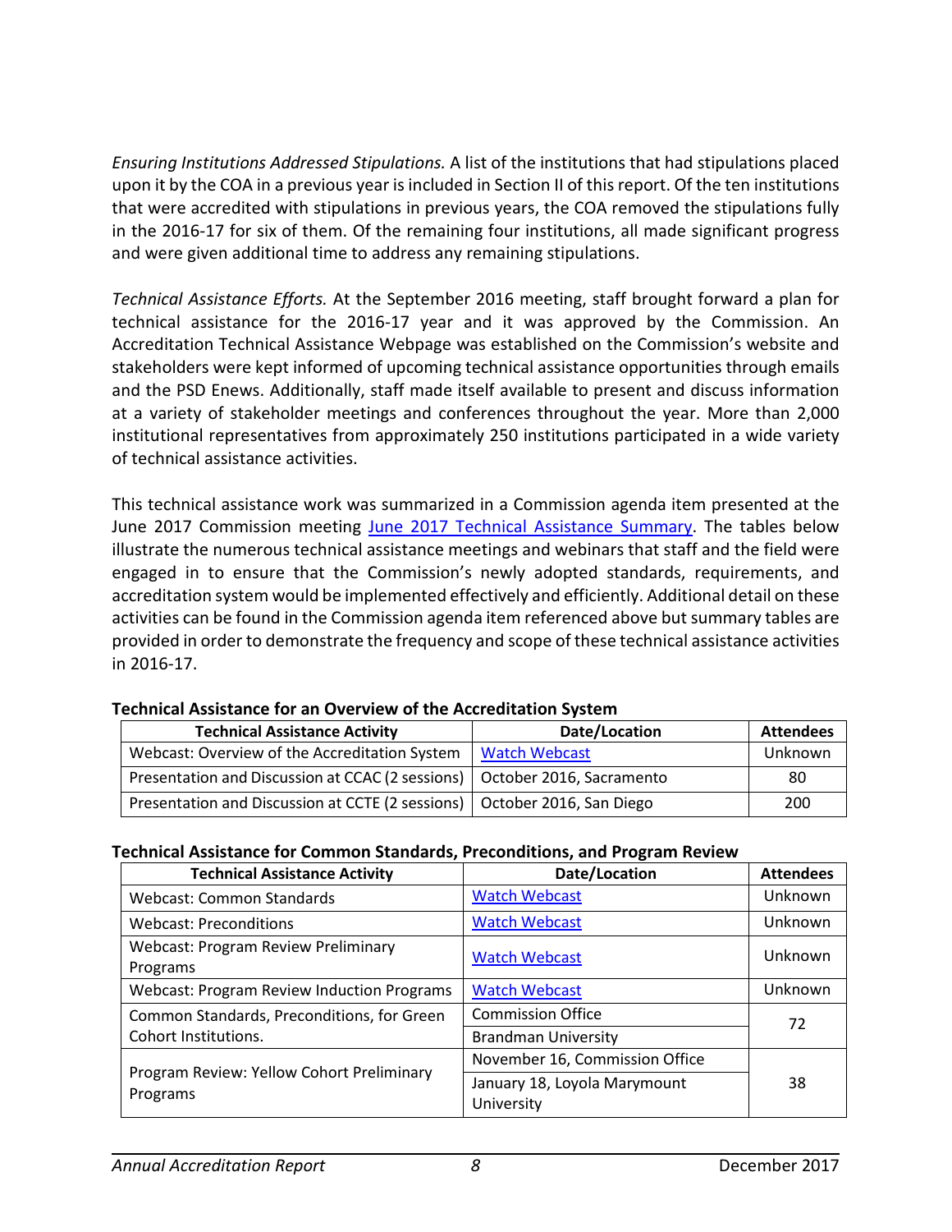*Ensuring Institutions Addressed Stipulations.* A list of the institutions that had stipulations placed upon it by the COA in a previous year is included in Section II of this report. Of the ten institutions that were accredited with stipulations in previous years, the COA removed the stipulations fully in the 2016-17 for six of them. Of the remaining four institutions, all made significant progress and were given additional time to address any remaining stipulations.

*Technical Assistance Efforts.* At the September 2016 meeting, staff brought forward a plan for technical assistance for the 2016-17 year and it was approved by the Commission. An Accreditation Technical Assistance Webpage was established on the Commission's website and stakeholders were kept informed of upcoming technical assistance opportunities through emails and the PSD Enews. Additionally, staff made itself available to present and discuss information at a variety of stakeholder meetings and conferences throughout the year. More than 2,000 institutional representatives from approximately 250 institutions participated in a wide variety of technical assistance activities.

This technical assistance work was summarized in a Commission agenda item presented at the June 2017 Commission meeting June 2017 Technical Assistance Summary. The tables below illustrate the numerous technical assistance meetings and webinars that staff and the field were engaged in to ensure that the Commission's newly adopted standards, requirements, and accreditation system would be implemented effectively and efficiently. Additional detail on these activities can be found in the Commission agenda item referenced above but summary tables are provided in order to demonstrate the frequency and scope of these technical assistance activities in 2016-17.

**Technical Assistance for an Overview of the Accreditation System**

| Technical Assistance Activity | Date/Location | Attendees |
|---|---|---|
| Webcast: Overview of the Accreditation System | Watch Webcast | Unknown |
| Presentation and Discussion at CCAC (2 sessions) | October 2016, Sacramento | 80 |
| Presentation and Discussion at CCTE (2 sessions) | October 2016, San Diego | 200 |

**Technical Assistance for Common Standards, Preconditions, and Program Review**

| Technical Assistance Activity | Date/Location | Attendees |
|---|---|---|
| Webcast: Common Standards | Watch Webcast | Unknown |
| Webcast: Preconditions | Watch Webcast | Unknown |
| Webcast: Program Review Preliminary Programs | Watch Webcast | Unknown |
| Webcast: Program Review Induction Programs | Watch Webcast | Unknown |
| Common Standards, Preconditions, for Green Cohort Institutions. | Commission Office | 72 |
| | Brandman University | |
| Program Review: Yellow Cohort Preliminary Programs | November 16, Commission Office | 38 |
| | January 18, Loyola Marymount University | |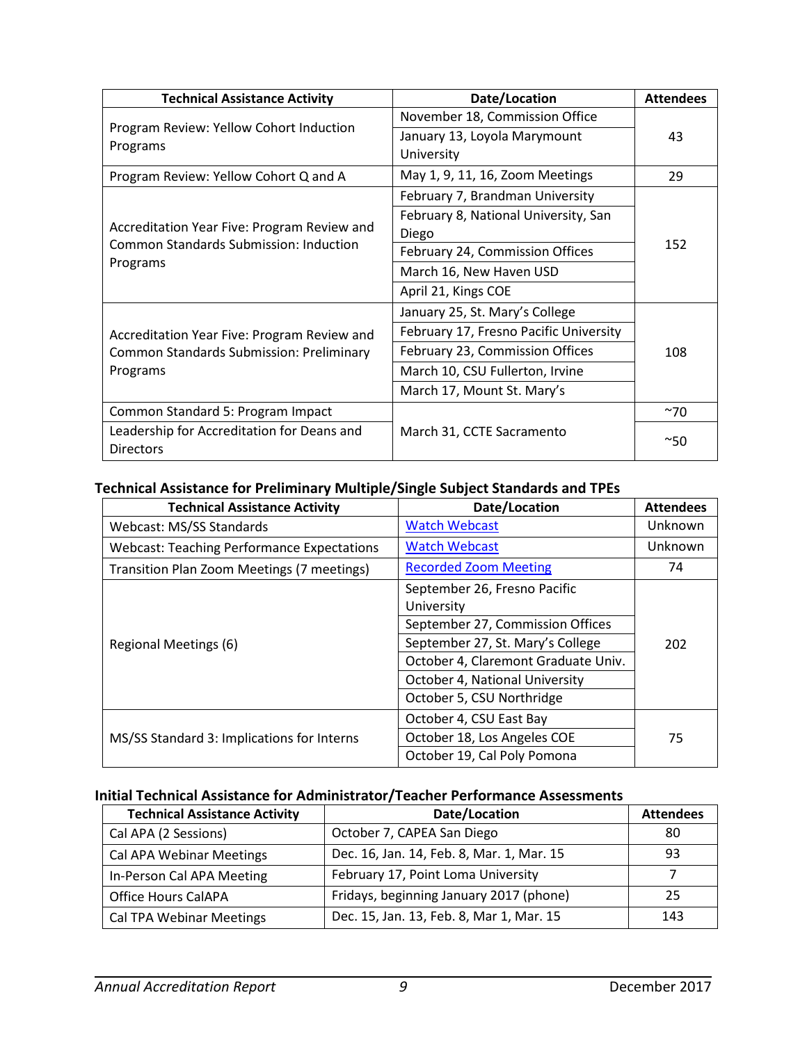| Technical Assistance Activity | Date/Location | Attendees |
|---|---|---|
| Program Review: Yellow Cohort Induction Programs | November 18, Commission Office | 43 |
| | January 13, Loyola Marymount University | |
| Program Review: Yellow Cohort Q and A | May 1, 9, 11, 16, Zoom Meetings | 29 |
| Accreditation Year Five: Program Review and Common Standards Submission: Induction Programs | February 7, Brandman University | 152 |
| | February 8, National University, San Diego | |
| | February 24, Commission Offices | |
| | March 16, New Haven USD | |
| | April 21, Kings COE | |
| Accreditation Year Five: Program Review and Common Standards Submission: Preliminary Programs | January 25, St. Mary's College | 108 |
| | February 17, Fresno Pacific University | |
| | February 23, Commission Offices | |
| | March 10, CSU Fullerton, Irvine | |
| | March 17, Mount St. Mary's | |
| Common Standard 5: Program Impact | March 31, CCTE Sacramento | ~70 |
| Leadership for Accreditation for Deans and Directors | | ~50 |

### Technical Assistance for Preliminary Multiple/Single Subject Standards and TPEs

| Technical Assistance Activity | Date/Location | Attendees |
|---|---|---|
| Webcast: MS/SS Standards | Watch Webcast | Unknown |
| Webcast: Teaching Performance Expectations | Watch Webcast | Unknown |
| Transition Plan Zoom Meetings (7 meetings) | Recorded Zoom Meeting | 74 |
| Regional Meetings (6) | September 26, Fresno Pacific University | 202 |
| | September 27, Commission Offices | |
| | September 27, St. Mary's College | |
| | October 4, Claremont Graduate Univ. | |
| | October 4, National University | |
| | October 5, CSU Northridge | |
| MS/SS Standard 3: Implications for Interns | October 4, CSU East Bay | 75 |
| | October 18, Los Angeles COE | |
| | October 19, Cal Poly Pomona | |

### Initial Technical Assistance for Administrator/Teacher Performance Assessments

| Technical Assistance Activity | Date/Location | Attendees |
|---|---|---|
| Cal APA (2 Sessions) | October 7, CAPEA San Diego | 80 |
| Cal APA Webinar Meetings | Dec. 16, Jan. 14, Feb. 8, Mar. 1, Mar. 15 | 93 |
| In-Person Cal APA Meeting | February 17, Point Loma University | 7 |
| Office Hours CalAPA | Fridays, beginning January 2017 (phone) | 25 |
| Cal TPA Webinar Meetings | Dec. 15, Jan. 13, Feb. 8, Mar 1, Mar. 15 | 143 |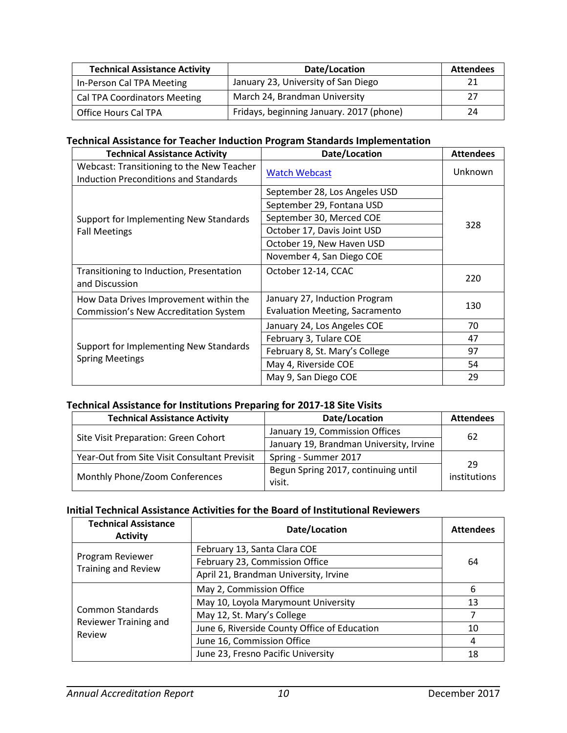| Technical Assistance Activity | Date/Location | Attendees |
| --- | --- | --- |
| In-Person Cal TPA Meeting | January 23, University of San Diego | 21 |
| Cal TPA Coordinators Meeting | March 24, Brandman University | 27 |
| Office Hours Cal TPA | Fridays, beginning January. 2017 (phone) | 24 |

### Technical Assistance for Teacher Induction Program Standards Implementation

| Technical Assistance Activity | Date/Location | Attendees |
| --- | --- | --- |
| Webcast: Transitioning to the New Teacher Induction Preconditions and Standards | [Watch Webcast] | Unknown |
| Support for Implementing New Standards Fall Meetings | September 28, Los Angeles USD | 328 |
| | September 29, Fontana USD | |
| | September 30, Merced COE | |
| | October 17, Davis Joint USD | |
| | October 19, New Haven USD | |
| | November 4, San Diego COE | |
| Transitioning to Induction, Presentation and Discussion | October 12-14, CCAC | 220 |
| How Data Drives Improvement within the Commission's New Accreditation System | January 27, Induction Program Evaluation Meeting, Sacramento | 130 |
| Support for Implementing New Standards Spring Meetings | January 24, Los Angeles COE | 70 |
| | February 3, Tulare COE | 47 |
| | February 8, St. Mary's College | 97 |
| | May 4, Riverside COE | 54 |
| | May 9, San Diego COE | 29 |

### Technical Assistance for Institutions Preparing for 2017-18 Site Visits

| Technical Assistance Activity | Date/Location | Attendees |
| --- | --- | --- |
| Site Visit Preparation: Green Cohort | January 19, Commission Offices | 62 |
| | January 19, Brandman University, Irvine | |
| Year-Out from Site Visit Consultant Previsit | Spring - Summer 2017 | 29 institutions |
| Monthly Phone/Zoom Conferences | Begun Spring 2017, continuing until visit. | |

### Initial Technical Assistance Activities for the Board of Institutional Reviewers

| Technical Assistance Activity | Date/Location | Attendees |
| --- | --- | --- |
| Program Reviewer Training and Review | February 13, Santa Clara COE | 64 |
| | February 23, Commission Office | |
| | April 21, Brandman University, Irvine | |
| Common Standards Reviewer Training and Review | May 2, Commission Office | 6 |
| | May 10, Loyola Marymount University | 13 |
| | May 12, St. Mary's College | 7 |
| | June 6, Riverside County Office of Education | 10 |
| | June 16, Commission Office | 4 |
| | June 23, Fresno Pacific University | 18 |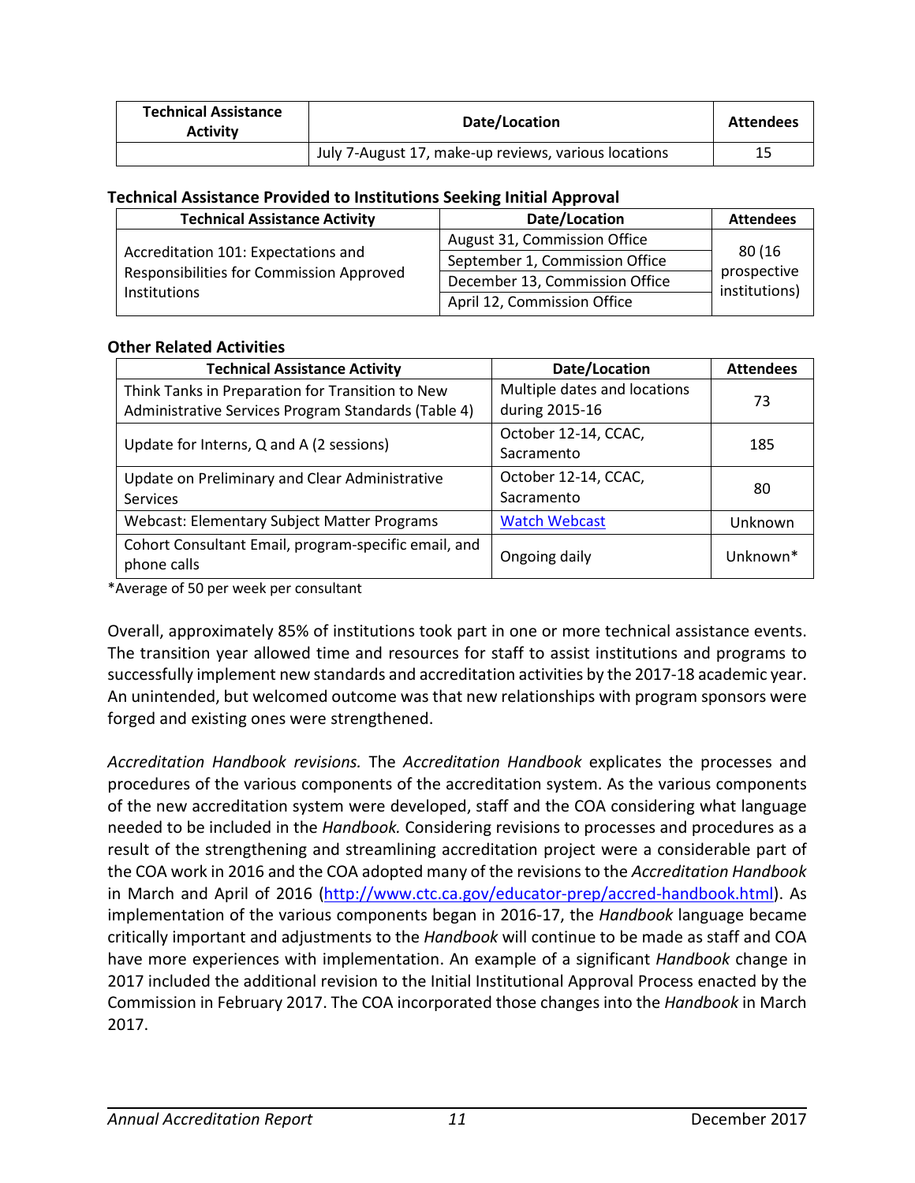| Technical Assistance Activity | Date/Location | Attendees |
|---|---|---|
| | July 7-August 17, make-up reviews, various locations | 15 |

**Technical Assistance Provided to Institutions Seeking Initial Approval**

| Technical Assistance Activity | Date/Location | Attendees |
|---|---|---|
| Accreditation 101: Expectations and Responsibilities for Commission Approved Institutions | August 31, Commission Office | 80 (16 prospective institutions) |
| | September 1, Commission Office | |
| | December 13, Commission Office | |
| | April 12, Commission Office | |

**Other Related Activities**

| Technical Assistance Activity | Date/Location | Attendees |
|---|---|---|
| Think Tanks in Preparation for Transition to New Administrative Services Program Standards (Table 4) | Multiple dates and locations during 2015-16 | 73 |
| Update for Interns, Q and A (2 sessions) | October 12-14, CCAC, Sacramento | 185 |
| Update on Preliminary and Clear Administrative Services | October 12-14, CCAC, Sacramento | 80 |
| Webcast: Elementary Subject Matter Programs | Watch Webcast | Unknown |
| Cohort Consultant Email, program-specific email, and phone calls | Ongoing daily | Unknown* |

*Average of 50 per week per consultant

Overall, approximately 85% of institutions took part in one or more technical assistance events. The transition year allowed time and resources for staff to assist institutions and programs to successfully implement new standards and accreditation activities by the 2017-18 academic year. An unintended, but welcomed outcome was that new relationships with program sponsors were forged and existing ones were strengthened.

*Accreditation Handbook revisions.* The *Accreditation Handbook* explicates the processes and procedures of the various components of the accreditation system. As the various components of the new accreditation system were developed, staff and the COA considering what language needed to be included in the *Handbook.* Considering revisions to processes and procedures as a result of the strengthening and streamlining accreditation project were a considerable part of the COA work in 2016 and the COA adopted many of the revisions to the *Accreditation Handbook* in March and April of 2016 (http://www.ctc.ca.gov/educator-prep/accred-handbook.html). As implementation of the various components began in 2016-17, the *Handbook* language became critically important and adjustments to the *Handbook* will continue to be made as staff and COA have more experiences with implementation. An example of a significant *Handbook* change in 2017 included the additional revision to the Initial Institutional Approval Process enacted by the Commission in February 2017. The COA incorporated those changes into the *Handbook* in March 2017.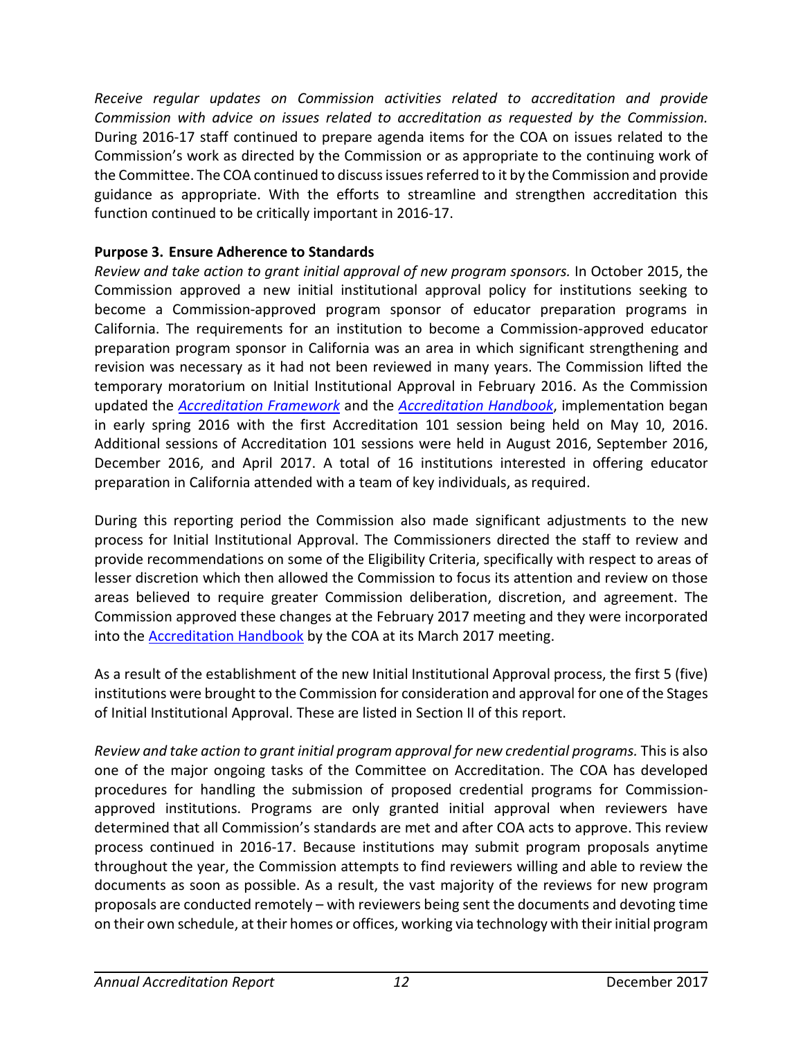*Receive regular updates on Commission activities related to accreditation and provide Commission with advice on issues related to accreditation as requested by the Commission.* During 2016-17 staff continued to prepare agenda items for the COA on issues related to the Commission's work as directed by the Commission or as appropriate to the continuing work of the Committee. The COA continued to discuss issues referred to it by the Commission and provide guidance as appropriate. With the efforts to streamline and strengthen accreditation this function continued to be critically important in 2016-17.

**Purpose 3. Ensure Adherence to Standards**

*Review and take action to grant initial approval of new program sponsors.* In October 2015, the Commission approved a new initial institutional approval policy for institutions seeking to become a Commission-approved program sponsor of educator preparation programs in California. The requirements for an institution to become a Commission-approved educator preparation program sponsor in California was an area in which significant strengthening and revision was necessary as it had not been reviewed in many years. The Commission lifted the temporary moratorium on Initial Institutional Approval in February 2016. As the Commission updated the *Accreditation Framework* and the *Accreditation Handbook*, implementation began in early spring 2016 with the first Accreditation 101 session being held on May 10, 2016. Additional sessions of Accreditation 101 sessions were held in August 2016, September 2016, December 2016, and April 2017. A total of 16 institutions interested in offering educator preparation in California attended with a team of key individuals, as required.

During this reporting period the Commission also made significant adjustments to the new process for Initial Institutional Approval. The Commissioners directed the staff to review and provide recommendations on some of the Eligibility Criteria, specifically with respect to areas of lesser discretion which then allowed the Commission to focus its attention and review on those areas believed to require greater Commission deliberation, discretion, and agreement. The Commission approved these changes at the February 2017 meeting and they were incorporated into the Accreditation Handbook by the COA at its March 2017 meeting.

As a result of the establishment of the new Initial Institutional Approval process, the first 5 (five) institutions were brought to the Commission for consideration and approval for one of the Stages of Initial Institutional Approval. These are listed in Section II of this report.

*Review and take action to grant initial program approval for new credential programs.* This is also one of the major ongoing tasks of the Committee on Accreditation. The COA has developed procedures for handling the submission of proposed credential programs for Commission-approved institutions. Programs are only granted initial approval when reviewers have determined that all Commission's standards are met and after COA acts to approve. This review process continued in 2016-17. Because institutions may submit program proposals anytime throughout the year, the Commission attempts to find reviewers willing and able to review the documents as soon as possible. As a result, the vast majority of the reviews for new program proposals are conducted remotely – with reviewers being sent the documents and devoting time on their own schedule, at their homes or offices, working via technology with their initial program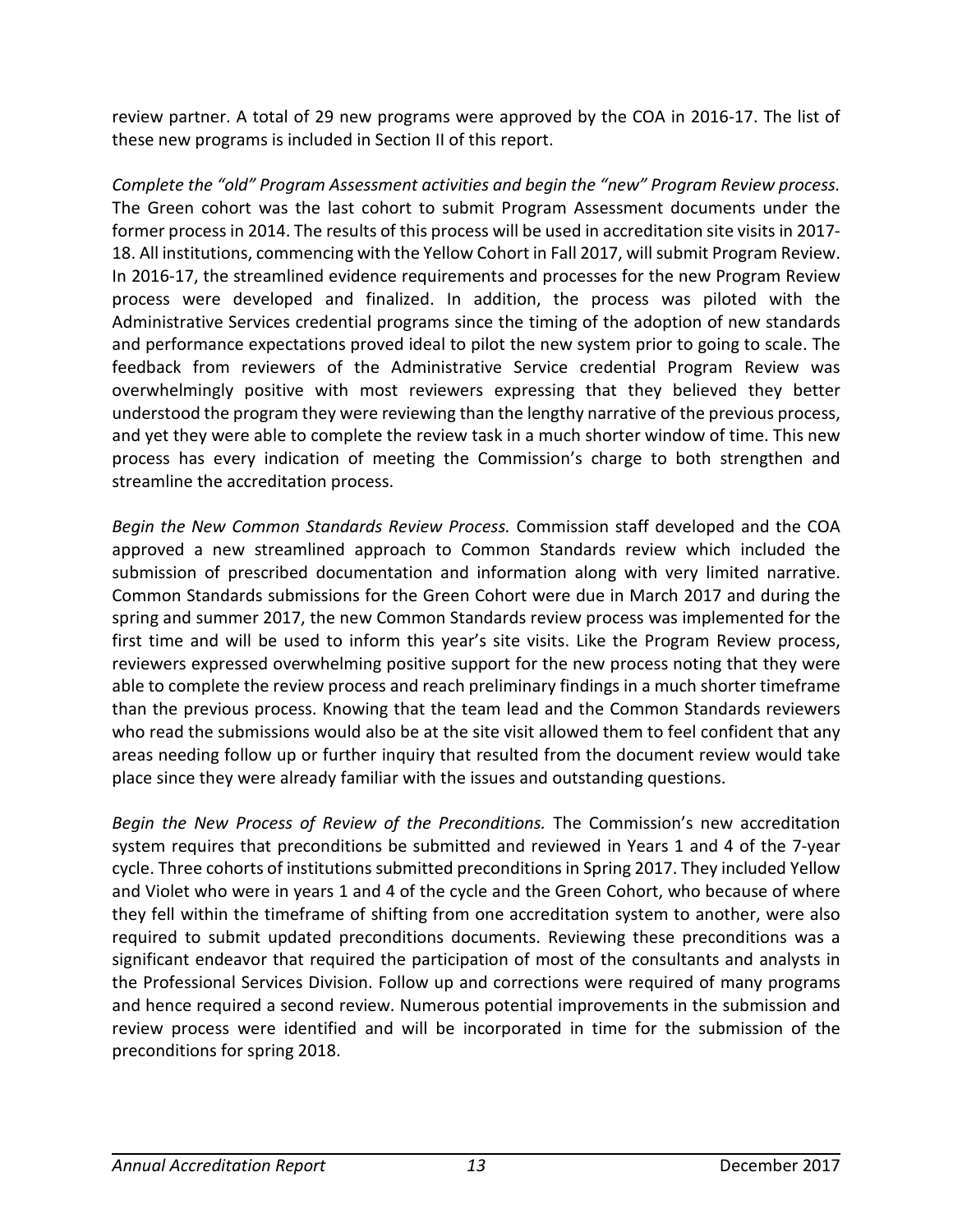review partner. A total of 29 new programs were approved by the COA in 2016-17. The list of these new programs is included in Section II of this report.

*Complete the "old" Program Assessment activities and begin the "new" Program Review process.* The Green cohort was the last cohort to submit Program Assessment documents under the former process in 2014. The results of this process will be used in accreditation site visits in 2017-18. All institutions, commencing with the Yellow Cohort in Fall 2017, will submit Program Review. In 2016-17, the streamlined evidence requirements and processes for the new Program Review process were developed and finalized. In addition, the process was piloted with the Administrative Services credential programs since the timing of the adoption of new standards and performance expectations proved ideal to pilot the new system prior to going to scale. The feedback from reviewers of the Administrative Service credential Program Review was overwhelmingly positive with most reviewers expressing that they believed they better understood the program they were reviewing than the lengthy narrative of the previous process, and yet they were able to complete the review task in a much shorter window of time. This new process has every indication of meeting the Commission's charge to both strengthen and streamline the accreditation process.

*Begin the New Common Standards Review Process.* Commission staff developed and the COA approved a new streamlined approach to Common Standards review which included the submission of prescribed documentation and information along with very limited narrative. Common Standards submissions for the Green Cohort were due in March 2017 and during the spring and summer 2017, the new Common Standards review process was implemented for the first time and will be used to inform this year's site visits. Like the Program Review process, reviewers expressed overwhelming positive support for the new process noting that they were able to complete the review process and reach preliminary findings in a much shorter timeframe than the previous process. Knowing that the team lead and the Common Standards reviewers who read the submissions would also be at the site visit allowed them to feel confident that any areas needing follow up or further inquiry that resulted from the document review would take place since they were already familiar with the issues and outstanding questions.

*Begin the New Process of Review of the Preconditions.* The Commission's new accreditation system requires that preconditions be submitted and reviewed in Years 1 and 4 of the 7-year cycle. Three cohorts of institutions submitted preconditions in Spring 2017. They included Yellow and Violet who were in years 1 and 4 of the cycle and the Green Cohort, who because of where they fell within the timeframe of shifting from one accreditation system to another, were also required to submit updated preconditions documents. Reviewing these preconditions was a significant endeavor that required the participation of most of the consultants and analysts in the Professional Services Division. Follow up and corrections were required of many programs and hence required a second review. Numerous potential improvements in the submission and review process were identified and will be incorporated in time for the submission of the preconditions for spring 2018.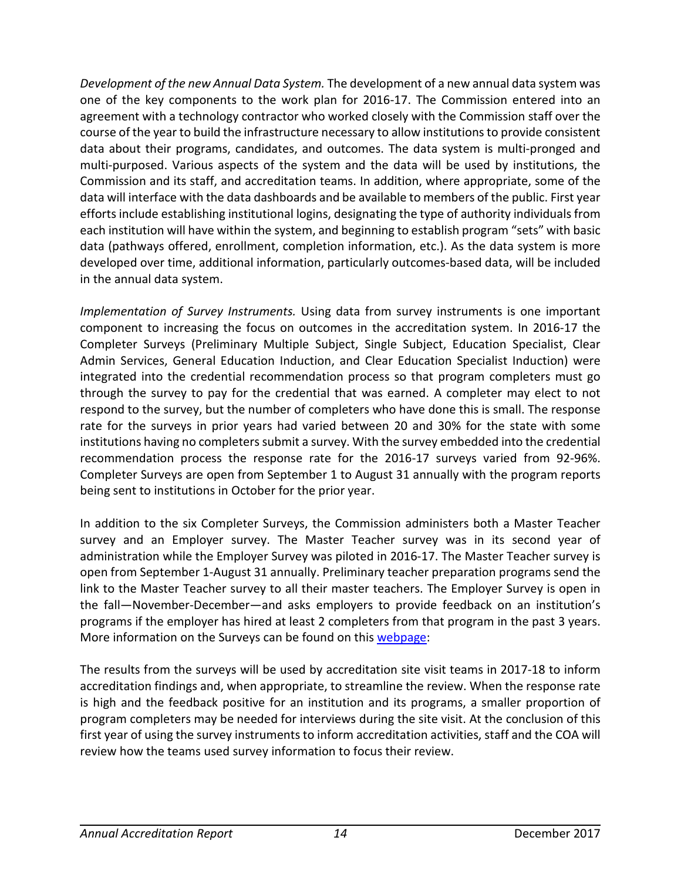*Development of the new Annual Data System.* The development of a new annual data system was one of the key components to the work plan for 2016-17. The Commission entered into an agreement with a technology contractor who worked closely with the Commission staff over the course of the year to build the infrastructure necessary to allow institutions to provide consistent data about their programs, candidates, and outcomes. The data system is multi-pronged and multi-purposed. Various aspects of the system and the data will be used by institutions, the Commission and its staff, and accreditation teams. In addition, where appropriate, some of the data will interface with the data dashboards and be available to members of the public. First year efforts include establishing institutional logins, designating the type of authority individuals from each institution will have within the system, and beginning to establish program "sets" with basic data (pathways offered, enrollment, completion information, etc.). As the data system is more developed over time, additional information, particularly outcomes-based data, will be included in the annual data system.

*Implementation of Survey Instruments.* Using data from survey instruments is one important component to increasing the focus on outcomes in the accreditation system. In 2016-17 the Completer Surveys (Preliminary Multiple Subject, Single Subject, Education Specialist, Clear Admin Services, General Education Induction, and Clear Education Specialist Induction) were integrated into the credential recommendation process so that program completers must go through the survey to pay for the credential that was earned. A completer may elect to not respond to the survey, but the number of completers who have done this is small. The response rate for the surveys in prior years had varied between 20 and 30% for the state with some institutions having no completers submit a survey. With the survey embedded into the credential recommendation process the response rate for the 2016-17 surveys varied from 92-96%. Completer Surveys are open from September 1 to August 31 annually with the program reports being sent to institutions in October for the prior year.

In addition to the six Completer Surveys, the Commission administers both a Master Teacher survey and an Employer survey. The Master Teacher survey was in its second year of administration while the Employer Survey was piloted in 2016-17. The Master Teacher survey is open from September 1-August 31 annually. Preliminary teacher preparation programs send the link to the Master Teacher survey to all their master teachers. The Employer Survey is open in the fall—November-December—and asks employers to provide feedback on an institution's programs if the employer has hired at least 2 completers from that program in the past 3 years. More information on the Surveys can be found on this webpage:

The results from the surveys will be used by accreditation site visit teams in 2017-18 to inform accreditation findings and, when appropriate, to streamline the review. When the response rate is high and the feedback positive for an institution and its programs, a smaller proportion of program completers may be needed for interviews during the site visit. At the conclusion of this first year of using the survey instruments to inform accreditation activities, staff and the COA will review how the teams used survey information to focus their review.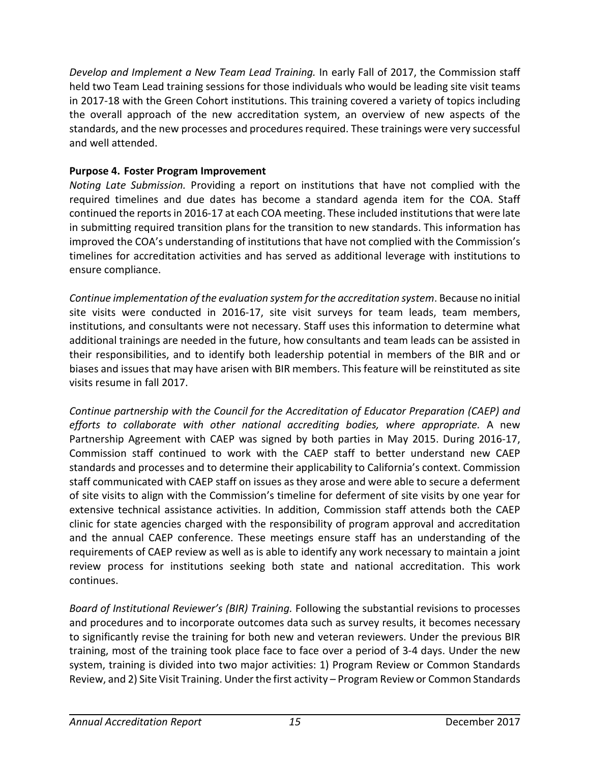*Develop and Implement a New Team Lead Training.* In early Fall of 2017, the Commission staff held two Team Lead training sessions for those individuals who would be leading site visit teams in 2017-18 with the Green Cohort institutions. This training covered a variety of topics including the overall approach of the new accreditation system, an overview of new aspects of the standards, and the new processes and procedures required. These trainings were very successful and well attended.

**Purpose 4. Foster Program Improvement**

*Noting Late Submission.* Providing a report on institutions that have not complied with the required timelines and due dates has become a standard agenda item for the COA. Staff continued the reports in 2016-17 at each COA meeting. These included institutions that were late in submitting required transition plans for the transition to new standards. This information has improved the COA's understanding of institutions that have not complied with the Commission's timelines for accreditation activities and has served as additional leverage with institutions to ensure compliance.

*Continue implementation of the evaluation system for the accreditation system*. Because no initial site visits were conducted in 2016-17, site visit surveys for team leads, team members, institutions, and consultants were not necessary. Staff uses this information to determine what additional trainings are needed in the future, how consultants and team leads can be assisted in their responsibilities, and to identify both leadership potential in members of the BIR and or biases and issues that may have arisen with BIR members. This feature will be reinstituted as site visits resume in fall 2017.

*Continue partnership with the Council for the Accreditation of Educator Preparation (CAEP) and efforts to collaborate with other national accrediting bodies, where appropriate.* A new Partnership Agreement with CAEP was signed by both parties in May 2015. During 2016-17, Commission staff continued to work with the CAEP staff to better understand new CAEP standards and processes and to determine their applicability to California's context. Commission staff communicated with CAEP staff on issues as they arose and were able to secure a deferment of site visits to align with the Commission's timeline for deferment of site visits by one year for extensive technical assistance activities. In addition, Commission staff attends both the CAEP clinic for state agencies charged with the responsibility of program approval and accreditation and the annual CAEP conference. These meetings ensure staff has an understanding of the requirements of CAEP review as well as is able to identify any work necessary to maintain a joint review process for institutions seeking both state and national accreditation. This work continues.

*Board of Institutional Reviewer's (BIR) Training.* Following the substantial revisions to processes and procedures and to incorporate outcomes data such as survey results, it becomes necessary to significantly revise the training for both new and veteran reviewers. Under the previous BIR training, most of the training took place face to face over a period of 3-4 days. Under the new system, training is divided into two major activities: 1) Program Review or Common Standards Review, and 2) Site Visit Training. Under the first activity – Program Review or Common Standards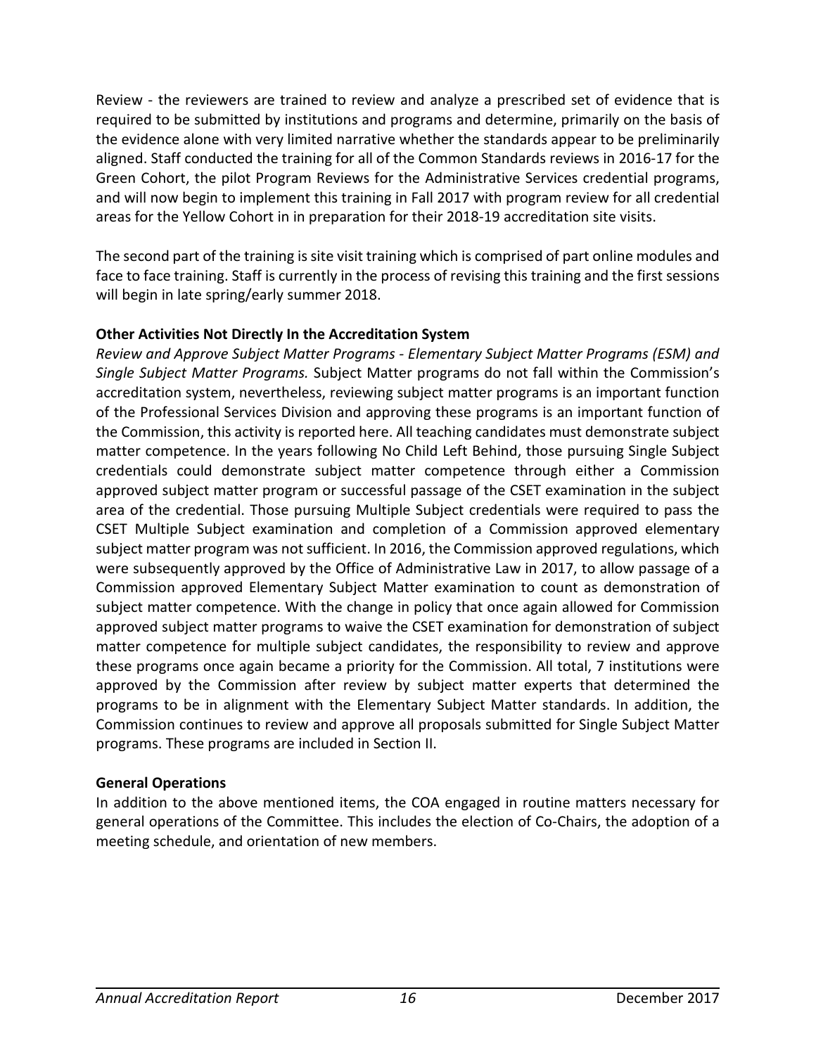Review - the reviewers are trained to review and analyze a prescribed set of evidence that is required to be submitted by institutions and programs and determine, primarily on the basis of the evidence alone with very limited narrative whether the standards appear to be preliminarily aligned. Staff conducted the training for all of the Common Standards reviews in 2016-17 for the Green Cohort, the pilot Program Reviews for the Administrative Services credential programs, and will now begin to implement this training in Fall 2017 with program review for all credential areas for the Yellow Cohort in in preparation for their 2018-19 accreditation site visits.

The second part of the training is site visit training which is comprised of part online modules and face to face training. Staff is currently in the process of revising this training and the first sessions will begin in late spring/early summer 2018.

**Other Activities Not Directly In the Accreditation System**

*Review and Approve Subject Matter Programs - Elementary Subject Matter Programs (ESM) and Single Subject Matter Programs.* Subject Matter programs do not fall within the Commission's accreditation system, nevertheless, reviewing subject matter programs is an important function of the Professional Services Division and approving these programs is an important function of the Commission, this activity is reported here. All teaching candidates must demonstrate subject matter competence. In the years following No Child Left Behind, those pursuing Single Subject credentials could demonstrate subject matter competence through either a Commission approved subject matter program or successful passage of the CSET examination in the subject area of the credential. Those pursuing Multiple Subject credentials were required to pass the CSET Multiple Subject examination and completion of a Commission approved elementary subject matter program was not sufficient. In 2016, the Commission approved regulations, which were subsequently approved by the Office of Administrative Law in 2017, to allow passage of a Commission approved Elementary Subject Matter examination to count as demonstration of subject matter competence. With the change in policy that once again allowed for Commission approved subject matter programs to waive the CSET examination for demonstration of subject matter competence for multiple subject candidates, the responsibility to review and approve these programs once again became a priority for the Commission. All total, 7 institutions were approved by the Commission after review by subject matter experts that determined the programs to be in alignment with the Elementary Subject Matter standards. In addition, the Commission continues to review and approve all proposals submitted for Single Subject Matter programs. These programs are included in Section II.

**General Operations**

In addition to the above mentioned items, the COA engaged in routine matters necessary for general operations of the Committee. This includes the election of Co-Chairs, the adoption of a meeting schedule, and orientation of new members.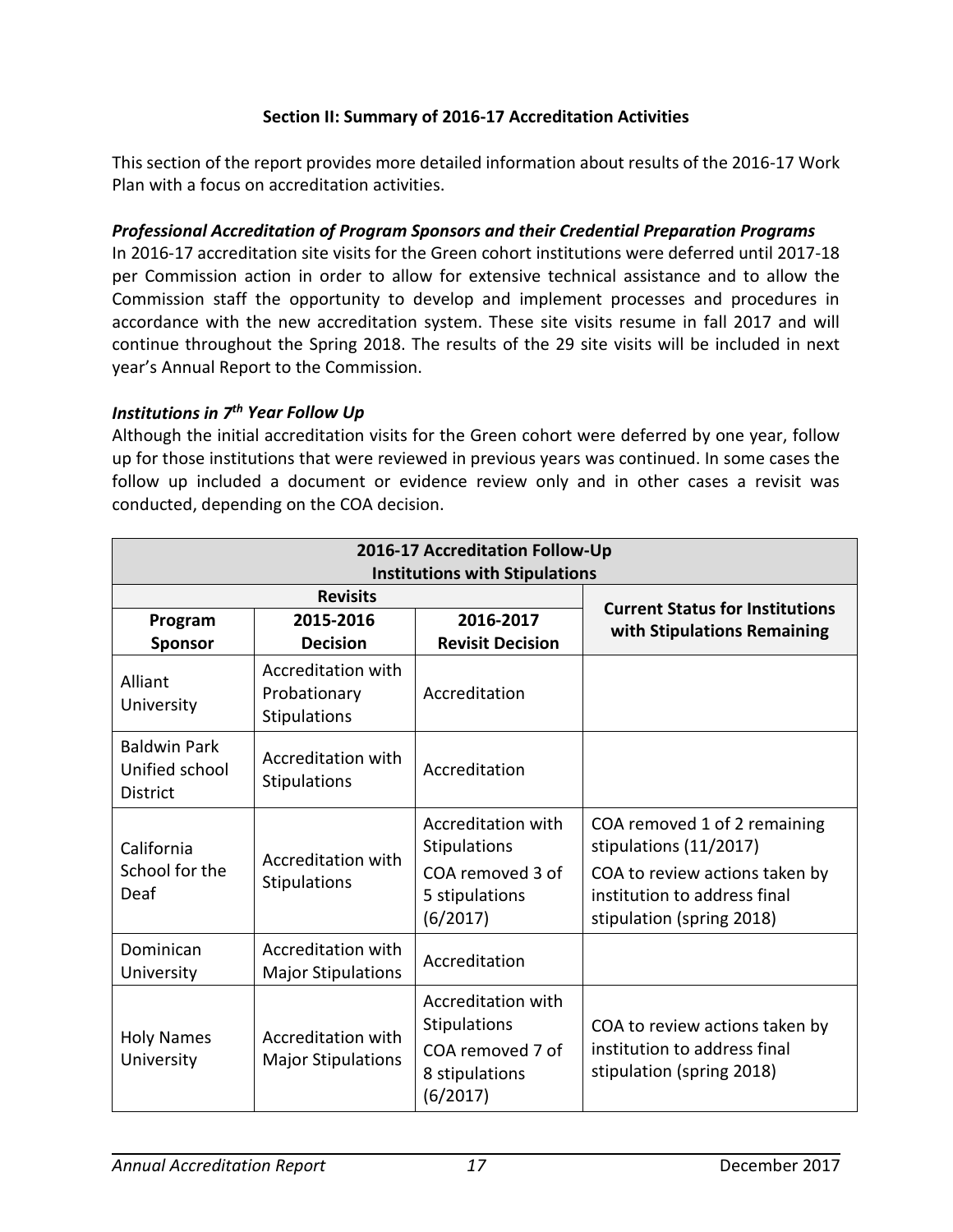## Section II: Summary of 2016-17 Accreditation Activities

This section of the report provides more detailed information about results of the 2016-17 Work Plan with a focus on accreditation activities.

***Professional Accreditation of Program Sponsors and their Credential Preparation Programs***

In 2016-17 accreditation site visits for the Green cohort institutions were deferred until 2017-18 per Commission action in order to allow for extensive technical assistance and to allow the Commission staff the opportunity to develop and implement processes and procedures in accordance with the new accreditation system. These site visits resume in fall 2017 and will continue throughout the Spring 2018. The results of the 29 site visits will be included in next year's Annual Report to the Commission.

***Institutions in 7th Year Follow Up***

Although the initial accreditation visits for the Green cohort were deferred by one year, follow up for those institutions that were reviewed in previous years was continued. In some cases the follow up included a document or evidence review only and in other cases a revisit was conducted, depending on the COA decision.

| 2016-17 Accreditation Follow-Up<br>Institutions with Stipulations | | | |
|---|---|---|---|
| Revisits | | | Current Status for Institutions with Stipulations Remaining |
| Program Sponsor | 2015-2016 Decision | 2016-2017 Revisit Decision | |
| Alliant University | Accreditation with Probationary Stipulations | Accreditation | |
| Baldwin Park Unified school District | Accreditation with Stipulations | Accreditation | |
| California School for the Deaf | Accreditation with Stipulations | Accreditation with Stipulations<br>COA removed 3 of 5 stipulations (6/2017) | COA removed 1 of 2 remaining stipulations (11/2017)<br>COA to review actions taken by institution to address final stipulation (spring 2018) |
| Dominican University | Accreditation with Major Stipulations | Accreditation | |
| Holy Names University | Accreditation with Major Stipulations | Accreditation with Stipulations<br>COA removed 7 of 8 stipulations (6/2017) | COA to review actions taken by institution to address final stipulation (spring 2018) |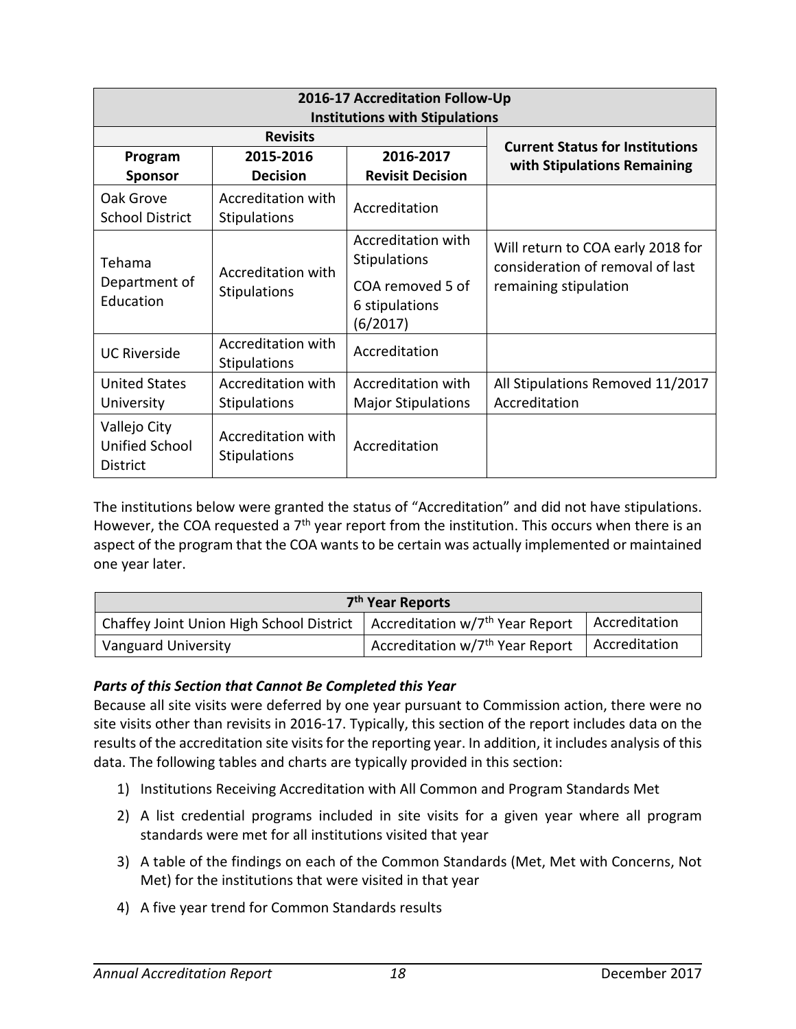| 2016-17 Accreditation Follow-Up<br>Institutions with Stipulations | | | |
|---|---|---|---|
| Revisits | | | Current Status for Institutions with Stipulations Remaining |
| Program Sponsor | 2015-2016 Decision | 2016-2017 Revisit Decision | |
| Oak Grove School District | Accreditation with Stipulations | Accreditation | |
| Tehama Department of Education | Accreditation with Stipulations | Accreditation with Stipulations<br>COA removed 5 of 6 stipulations (6/2017) | Will return to COA early 2018 for consideration of removal of last remaining stipulation |
| UC Riverside | Accreditation with Stipulations | Accreditation | |
| United States University | Accreditation with Stipulations | Accreditation with Major Stipulations | All Stipulations Removed 11/2017 Accreditation |
| Vallejo City Unified School District | Accreditation with Stipulations | Accreditation | |

The institutions below were granted the status of "Accreditation" and did not have stipulations. However, the COA requested a 7th year report from the institution. This occurs when there is an aspect of the program that the COA wants to be certain was actually implemented or maintained one year later.

| 7th Year Reports | | |
|---|---|---|
| Chaffey Joint Union High School District | Accreditation w/7th Year Report | Accreditation |
| Vanguard University | Accreditation w/7th Year Report | Accreditation |

***Parts of this Section that Cannot Be Completed this Year***

Because all site visits were deferred by one year pursuant to Commission action, there were no site visits other than revisits in 2016-17. Typically, this section of the report includes data on the results of the accreditation site visits for the reporting year. In addition, it includes analysis of this data. The following tables and charts are typically provided in this section:

1) Institutions Receiving Accreditation with All Common and Program Standards Met
2) A list credential programs included in site visits for a given year where all program standards were met for all institutions visited that year
3) A table of the findings on each of the Common Standards (Met, Met with Concerns, Not Met) for the institutions that were visited in that year
4) A five year trend for Common Standards results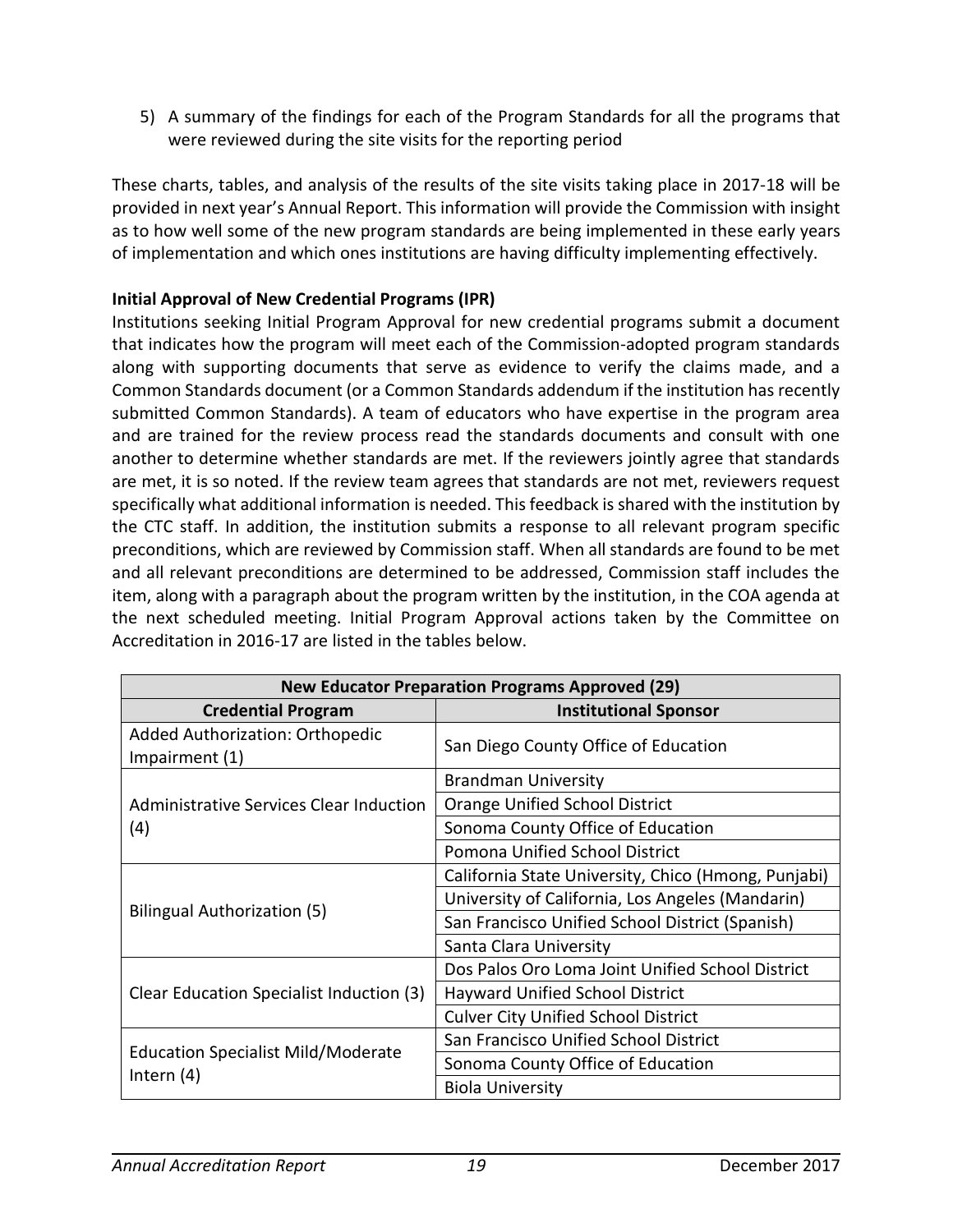5) A summary of the findings for each of the Program Standards for all the programs that were reviewed during the site visits for the reporting period

These charts, tables, and analysis of the results of the site visits taking place in 2017-18 will be provided in next year's Annual Report. This information will provide the Commission with insight as to how well some of the new program standards are being implemented in these early years of implementation and which ones institutions are having difficulty implementing effectively.

**Initial Approval of New Credential Programs (IPR)**

Institutions seeking Initial Program Approval for new credential programs submit a document that indicates how the program will meet each of the Commission-adopted program standards along with supporting documents that serve as evidence to verify the claims made, and a Common Standards document (or a Common Standards addendum if the institution has recently submitted Common Standards). A team of educators who have expertise in the program area and are trained for the review process read the standards documents and consult with one another to determine whether standards are met. If the reviewers jointly agree that standards are met, it is so noted. If the review team agrees that standards are not met, reviewers request specifically what additional information is needed. This feedback is shared with the institution by the CTC staff. In addition, the institution submits a response to all relevant program specific preconditions, which are reviewed by Commission staff. When all standards are found to be met and all relevant preconditions are determined to be addressed, Commission staff includes the item, along with a paragraph about the program written by the institution, in the COA agenda at the next scheduled meeting. Initial Program Approval actions taken by the Committee on Accreditation in 2016-17 are listed in the tables below.

| New Educator Preparation Programs Approved (29) | |
|---|---|
| **Credential Program** | **Institutional Sponsor** |
| Added Authorization: Orthopedic Impairment (1) | San Diego County Office of Education |
| Administrative Services Clear Induction (4) | Brandman University |
| | Orange Unified School District |
| | Sonoma County Office of Education |
| | Pomona Unified School District |
| Bilingual Authorization (5) | California State University, Chico (Hmong, Punjabi) |
| | University of California, Los Angeles (Mandarin) |
| | San Francisco Unified School District (Spanish) |
| | Santa Clara University |
| Clear Education Specialist Induction (3) | Dos Palos Oro Loma Joint Unified School District |
| | Hayward Unified School District |
| | Culver City Unified School District |
| Education Specialist Mild/Moderate Intern (4) | San Francisco Unified School District |
| | Sonoma County Office of Education |
| | Biola University |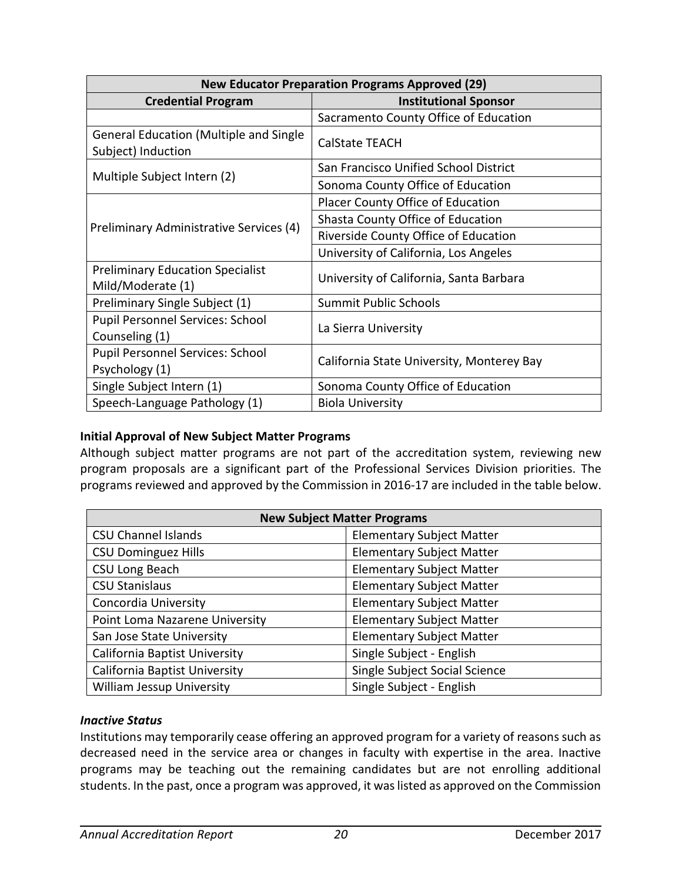| New Educator Preparation Programs Approved (29) | |
|---|---|
| **Credential Program** | **Institutional Sponsor** |
| | Sacramento County Office of Education |
| General Education (Multiple and Single Subject) Induction | CalState TEACH |
| Multiple Subject Intern (2) | San Francisco Unified School District |
| | Sonoma County Office of Education |
| Preliminary Administrative Services (4) | Placer County Office of Education |
| | Shasta County Office of Education |
| | Riverside County Office of Education |
| | University of California, Los Angeles |
| Preliminary Education Specialist Mild/Moderate (1) | University of California, Santa Barbara |
| Preliminary Single Subject (1) | Summit Public Schools |
| Pupil Personnel Services: School Counseling (1) | La Sierra University |
| Pupil Personnel Services: School Psychology (1) | California State University, Monterey Bay |
| Single Subject Intern (1) | Sonoma County Office of Education |
| Speech-Language Pathology (1) | Biola University |

**Initial Approval of New Subject Matter Programs**

Although subject matter programs are not part of the accreditation system, reviewing new program proposals are a significant part of the Professional Services Division priorities. The programs reviewed and approved by the Commission in 2016-17 are included in the table below.

| New Subject Matter Programs | |
|---|---|
| CSU Channel Islands | Elementary Subject Matter |
| CSU Dominguez Hills | Elementary Subject Matter |
| CSU Long Beach | Elementary Subject Matter |
| CSU Stanislaus | Elementary Subject Matter |
| Concordia University | Elementary Subject Matter |
| Point Loma Nazarene University | Elementary Subject Matter |
| San Jose State University | Elementary Subject Matter |
| California Baptist University | Single Subject - English |
| California Baptist University | Single Subject Social Science |
| William Jessup University | Single Subject - English |

***Inactive Status***

Institutions may temporarily cease offering an approved program for a variety of reasons such as decreased need in the service area or changes in faculty with expertise in the area. Inactive programs may be teaching out the remaining candidates but are not enrolling additional students. In the past, once a program was approved, it was listed as approved on the Commission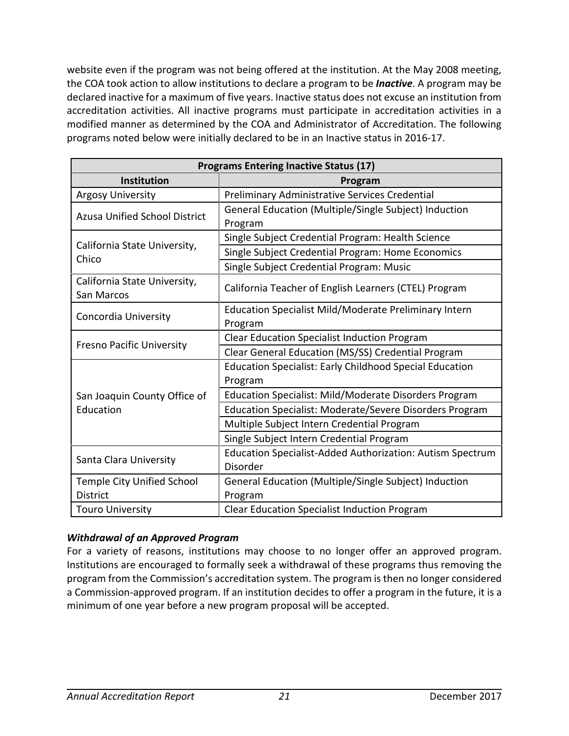website even if the program was not being offered at the institution. At the May 2008 meeting, the COA took action to allow institutions to declare a program to be ***Inactive***. A program may be declared inactive for a maximum of five years. Inactive status does not excuse an institution from accreditation activities. All inactive programs must participate in accreditation activities in a modified manner as determined by the COA and Administrator of Accreditation. The following programs noted below were initially declared to be in an Inactive status in 2016-17.

| Programs Entering Inactive Status (17) | |
|---|---|
| **Institution** | **Program** |
| Argosy University | Preliminary Administrative Services Credential |
| Azusa Unified School District | General Education (Multiple/Single Subject) Induction Program |
| California State University, Chico | Single Subject Credential Program: Health Science |
| | Single Subject Credential Program: Home Economics |
| | Single Subject Credential Program: Music |
| California State University, San Marcos | California Teacher of English Learners (CTEL) Program |
| Concordia University | Education Specialist Mild/Moderate Preliminary Intern Program |
| Fresno Pacific University | Clear Education Specialist Induction Program |
| | Clear General Education (MS/SS) Credential Program |
| San Joaquin County Office of Education | Education Specialist: Early Childhood Special Education Program |
| | Education Specialist: Mild/Moderate Disorders Program |
| | Education Specialist: Moderate/Severe Disorders Program |
| | Multiple Subject Intern Credential Program |
| | Single Subject Intern Credential Program |
| Santa Clara University | Education Specialist-Added Authorization: Autism Spectrum Disorder |
| Temple City Unified School District | General Education (Multiple/Single Subject) Induction Program |
| Touro University | Clear Education Specialist Induction Program |

***Withdrawal of an Approved Program***

For a variety of reasons, institutions may choose to no longer offer an approved program. Institutions are encouraged to formally seek a withdrawal of these programs thus removing the program from the Commission's accreditation system. The program is then no longer considered a Commission-approved program. If an institution decides to offer a program in the future, it is a minimum of one year before a new program proposal will be accepted.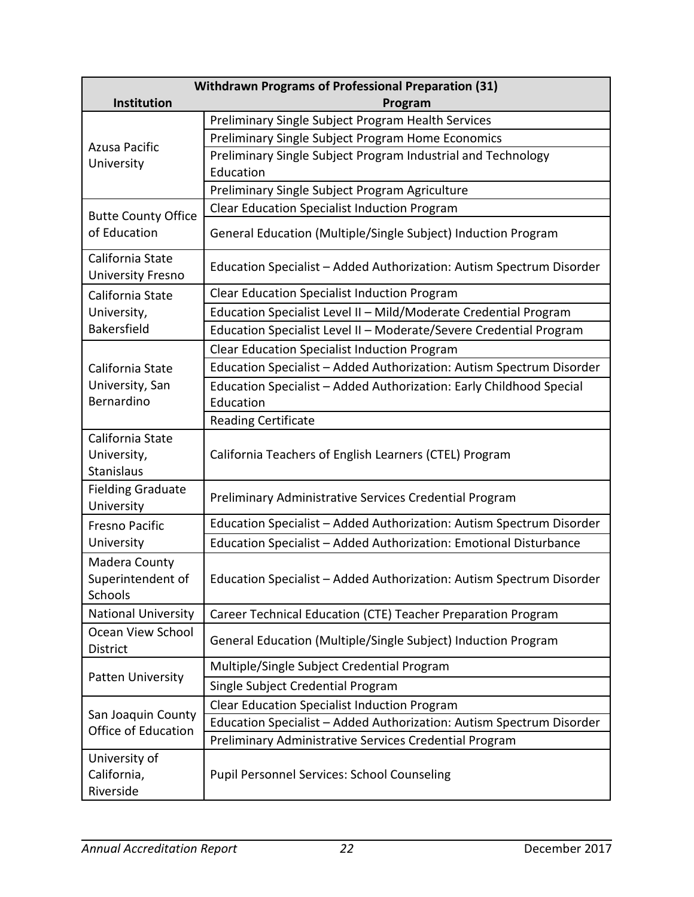| Withdrawn Programs of Professional Preparation (31) | |
|---|---|
| **Institution** | **Program** |
| Azusa Pacific University | Preliminary Single Subject Program Health Services |
| | Preliminary Single Subject Program Home Economics |
| | Preliminary Single Subject Program Industrial and Technology Education |
| | Preliminary Single Subject Program Agriculture |
| Butte County Office of Education | Clear Education Specialist Induction Program |
| | General Education (Multiple/Single Subject) Induction Program |
| California State University Fresno | Education Specialist – Added Authorization: Autism Spectrum Disorder |
| California State University, Bakersfield | Clear Education Specialist Induction Program |
| | Education Specialist Level II – Mild/Moderate Credential Program |
| | Education Specialist Level II – Moderate/Severe Credential Program |
| California State University, San Bernardino | Clear Education Specialist Induction Program |
| | Education Specialist – Added Authorization: Autism Spectrum Disorder |
| | Education Specialist – Added Authorization: Early Childhood Special Education |
| | Reading Certificate |
| California State University, Stanislaus | California Teachers of English Learners (CTEL) Program |
| Fielding Graduate University | Preliminary Administrative Services Credential Program |
| Fresno Pacific University | Education Specialist – Added Authorization: Autism Spectrum Disorder |
| | Education Specialist – Added Authorization: Emotional Disturbance |
| Madera County Superintendent of Schools | Education Specialist – Added Authorization: Autism Spectrum Disorder |
| National University | Career Technical Education (CTE) Teacher Preparation Program |
| Ocean View School District | General Education (Multiple/Single Subject) Induction Program |
| Patten University | Multiple/Single Subject Credential Program |
| | Single Subject Credential Program |
| San Joaquin County Office of Education | Clear Education Specialist Induction Program |
| | Education Specialist – Added Authorization: Autism Spectrum Disorder |
| | Preliminary Administrative Services Credential Program |
| University of California, Riverside | Pupil Personnel Services: School Counseling |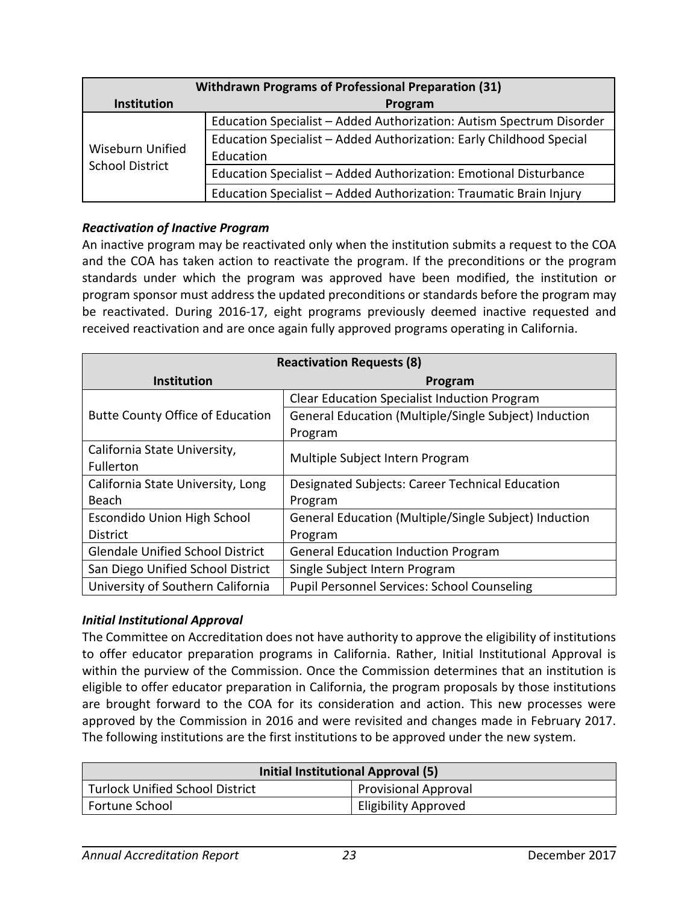| Withdrawn Programs of Professional Preparation (31) | |
|---|---|
| **Institution** | **Program** |
| Wiseburn Unified School District | Education Specialist – Added Authorization: Autism Spectrum Disorder |
| | Education Specialist – Added Authorization: Early Childhood Special Education |
| | Education Specialist – Added Authorization: Emotional Disturbance |
| | Education Specialist – Added Authorization: Traumatic Brain Injury |

***Reactivation of Inactive Program***

An inactive program may be reactivated only when the institution submits a request to the COA and the COA has taken action to reactivate the program. If the preconditions or the program standards under which the program was approved have been modified, the institution or program sponsor must address the updated preconditions or standards before the program may be reactivated. During 2016-17, eight programs previously deemed inactive requested and received reactivation and are once again fully approved programs operating in California.

| Reactivation Requests (8) | |
|---|---|
| **Institution** | **Program** |
| Butte County Office of Education | Clear Education Specialist Induction Program |
| | General Education (Multiple/Single Subject) Induction Program |
| California State University, Fullerton | Multiple Subject Intern Program |
| California State University, Long Beach | Designated Subjects: Career Technical Education Program |
| Escondido Union High School District | General Education (Multiple/Single Subject) Induction Program |
| Glendale Unified School District | General Education Induction Program |
| San Diego Unified School District | Single Subject Intern Program |
| University of Southern California | Pupil Personnel Services: School Counseling |

***Initial Institutional Approval***

The Committee on Accreditation does not have authority to approve the eligibility of institutions to offer educator preparation programs in California. Rather, Initial Institutional Approval is within the purview of the Commission. Once the Commission determines that an institution is eligible to offer educator preparation in California, the program proposals by those institutions are brought forward to the COA for its consideration and action. This new processes were approved by the Commission in 2016 and were revisited and changes made in February 2017. The following institutions are the first institutions to be approved under the new system.

| Initial Institutional Approval (5) | |
|---|---|
| Turlock Unified School District | Provisional Approval |
| Fortune School | Eligibility Approved |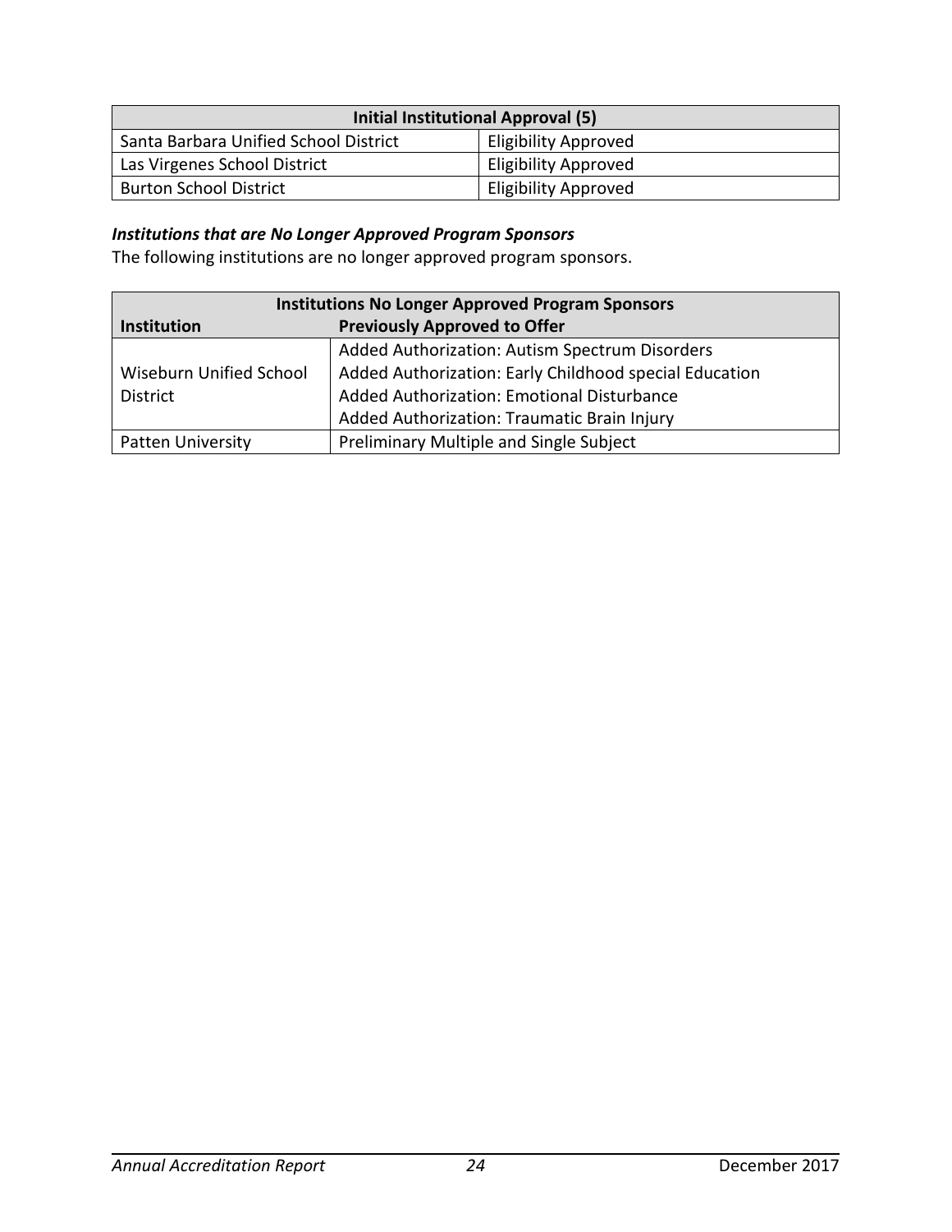| Initial Institutional Approval (5) | |
|---|---|
| Santa Barbara Unified School District | Eligibility Approved |
| Las Virgenes School District | Eligibility Approved |
| Burton School District | Eligibility Approved |

***Institutions that are No Longer Approved Program Sponsors***

The following institutions are no longer approved program sponsors.

| Institutions No Longer Approved Program Sponsors | |
|---|---|
| **Institution** | **Previously Approved to Offer** |
| Wiseburn Unified School District | Added Authorization: Autism Spectrum Disorders<br>Added Authorization: Early Childhood special Education<br>Added Authorization: Emotional Disturbance<br>Added Authorization: Traumatic Brain Injury |
| Patten University | Preliminary Multiple and Single Subject |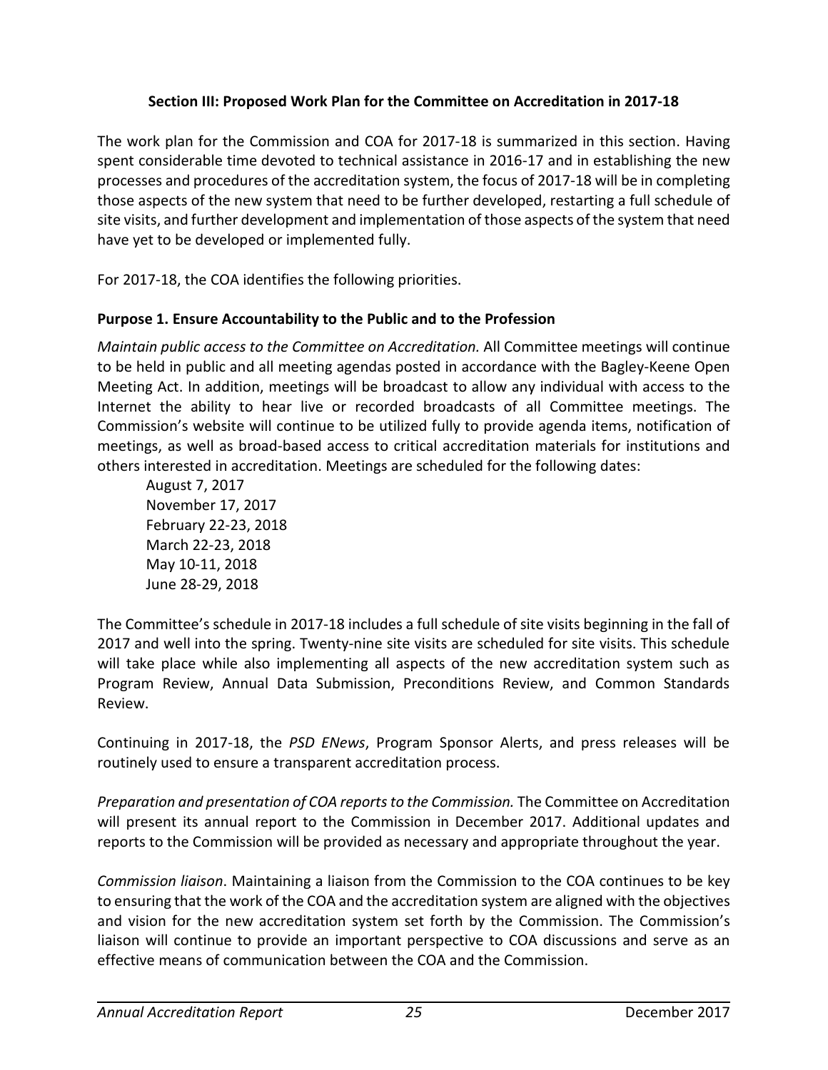## Section III: Proposed Work Plan for the Committee on Accreditation in 2017-18

The work plan for the Commission and COA for 2017-18 is summarized in this section. Having spent considerable time devoted to technical assistance in 2016-17 and in establishing the new processes and procedures of the accreditation system, the focus of 2017-18 will be in completing those aspects of the new system that need to be further developed, restarting a full schedule of site visits, and further development and implementation of those aspects of the system that need have yet to be developed or implemented fully.

For 2017-18, the COA identifies the following priorities.

### Purpose 1. Ensure Accountability to the Public and to the Profession

*Maintain public access to the Committee on Accreditation.* All Committee meetings will continue to be held in public and all meeting agendas posted in accordance with the Bagley-Keene Open Meeting Act. In addition, meetings will be broadcast to allow any individual with access to the Internet the ability to hear live or recorded broadcasts of all Committee meetings. The Commission's website will continue to be utilized fully to provide agenda items, notification of meetings, as well as broad-based access to critical accreditation materials for institutions and others interested in accreditation. Meetings are scheduled for the following dates:

August 7, 2017
November 17, 2017
February 22-23, 2018
March 22-23, 2018
May 10-11, 2018
June 28-29, 2018

The Committee's schedule in 2017-18 includes a full schedule of site visits beginning in the fall of 2017 and well into the spring. Twenty-nine site visits are scheduled for site visits. This schedule will take place while also implementing all aspects of the new accreditation system such as Program Review, Annual Data Submission, Preconditions Review, and Common Standards Review.

Continuing in 2017-18, the *PSD ENews*, Program Sponsor Alerts, and press releases will be routinely used to ensure a transparent accreditation process.

*Preparation and presentation of COA reports to the Commission.* The Committee on Accreditation will present its annual report to the Commission in December 2017. Additional updates and reports to the Commission will be provided as necessary and appropriate throughout the year.

*Commission liaison*. Maintaining a liaison from the Commission to the COA continues to be key to ensuring that the work of the COA and the accreditation system are aligned with the objectives and vision for the new accreditation system set forth by the Commission. The Commission's liaison will continue to provide an important perspective to COA discussions and serve as an effective means of communication between the COA and the Commission.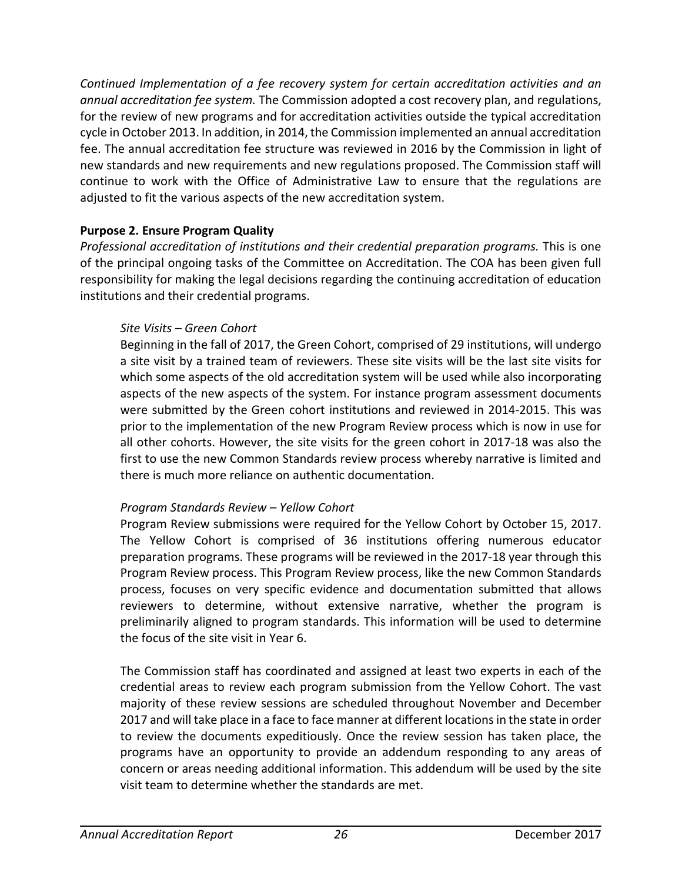*Continued Implementation of a fee recovery system for certain accreditation activities and an annual accreditation fee system.* The Commission adopted a cost recovery plan, and regulations, for the review of new programs and for accreditation activities outside the typical accreditation cycle in October 2013. In addition, in 2014, the Commission implemented an annual accreditation fee. The annual accreditation fee structure was reviewed in 2016 by the Commission in light of new standards and new requirements and new regulations proposed. The Commission staff will continue to work with the Office of Administrative Law to ensure that the regulations are adjusted to fit the various aspects of the new accreditation system.

**Purpose 2. Ensure Program Quality**

*Professional accreditation of institutions and their credential preparation programs.* This is one of the principal ongoing tasks of the Committee on Accreditation. The COA has been given full responsibility for making the legal decisions regarding the continuing accreditation of education institutions and their credential programs.

*Site Visits – Green Cohort*

Beginning in the fall of 2017, the Green Cohort, comprised of 29 institutions, will undergo a site visit by a trained team of reviewers. These site visits will be the last site visits for which some aspects of the old accreditation system will be used while also incorporating aspects of the new aspects of the system. For instance program assessment documents were submitted by the Green cohort institutions and reviewed in 2014-2015. This was prior to the implementation of the new Program Review process which is now in use for all other cohorts. However, the site visits for the green cohort in 2017-18 was also the first to use the new Common Standards review process whereby narrative is limited and there is much more reliance on authentic documentation.

*Program Standards Review – Yellow Cohort*

Program Review submissions were required for the Yellow Cohort by October 15, 2017. The Yellow Cohort is comprised of 36 institutions offering numerous educator preparation programs. These programs will be reviewed in the 2017-18 year through this Program Review process. This Program Review process, like the new Common Standards process, focuses on very specific evidence and documentation submitted that allows reviewers to determine, without extensive narrative, whether the program is preliminarily aligned to program standards. This information will be used to determine the focus of the site visit in Year 6.

The Commission staff has coordinated and assigned at least two experts in each of the credential areas to review each program submission from the Yellow Cohort. The vast majority of these review sessions are scheduled throughout November and December 2017 and will take place in a face to face manner at different locations in the state in order to review the documents expeditiously. Once the review session has taken place, the programs have an opportunity to provide an addendum responding to any areas of concern or areas needing additional information. This addendum will be used by the site visit team to determine whether the standards are met.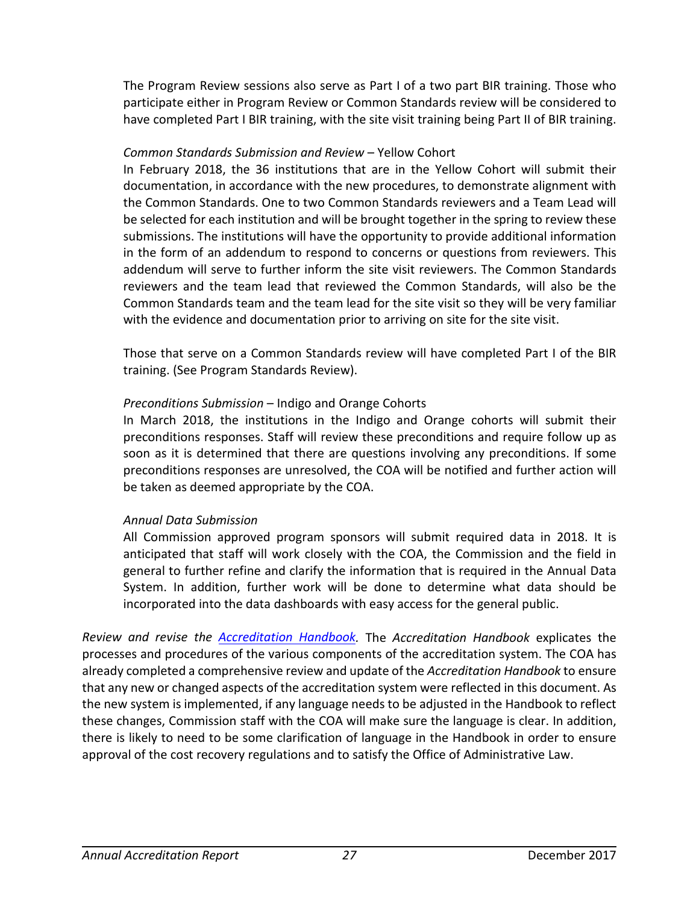The Program Review sessions also serve as Part I of a two part BIR training. Those who participate either in Program Review or Common Standards review will be considered to have completed Part I BIR training, with the site visit training being Part II of BIR training.

*Common Standards Submission and Review* – Yellow Cohort
In February 2018, the 36 institutions that are in the Yellow Cohort will submit their documentation, in accordance with the new procedures, to demonstrate alignment with the Common Standards. One to two Common Standards reviewers and a Team Lead will be selected for each institution and will be brought together in the spring to review these submissions. The institutions will have the opportunity to provide additional information in the form of an addendum to respond to concerns or questions from reviewers. This addendum will serve to further inform the site visit reviewers. The Common Standards reviewers and the team lead that reviewed the Common Standards, will also be the Common Standards team and the team lead for the site visit so they will be very familiar with the evidence and documentation prior to arriving on site for the site visit.

Those that serve on a Common Standards review will have completed Part I of the BIR training. (See Program Standards Review).

*Preconditions Submission* – Indigo and Orange Cohorts
In March 2018, the institutions in the Indigo and Orange cohorts will submit their preconditions responses. Staff will review these preconditions and require follow up as soon as it is determined that there are questions involving any preconditions. If some preconditions responses are unresolved, the COA will be notified and further action will be taken as deemed appropriate by the COA.

*Annual Data Submission*
All Commission approved program sponsors will submit required data in 2018. It is anticipated that staff will work closely with the COA, the Commission and the field in general to further refine and clarify the information that is required in the Annual Data System. In addition, further work will be done to determine what data should be incorporated into the data dashboards with easy access for the general public.

*Review and revise the [Accreditation Handbook](Accreditation Handbook).* The *Accreditation Handbook* explicates the processes and procedures of the various components of the accreditation system. The COA has already completed a comprehensive review and update of the *Accreditation Handbook* to ensure that any new or changed aspects of the accreditation system were reflected in this document. As the new system is implemented, if any language needs to be adjusted in the Handbook to reflect these changes, Commission staff with the COA will make sure the language is clear. In addition, there is likely to need to be some clarification of language in the Handbook in order to ensure approval of the cost recovery regulations and to satisfy the Office of Administrative Law.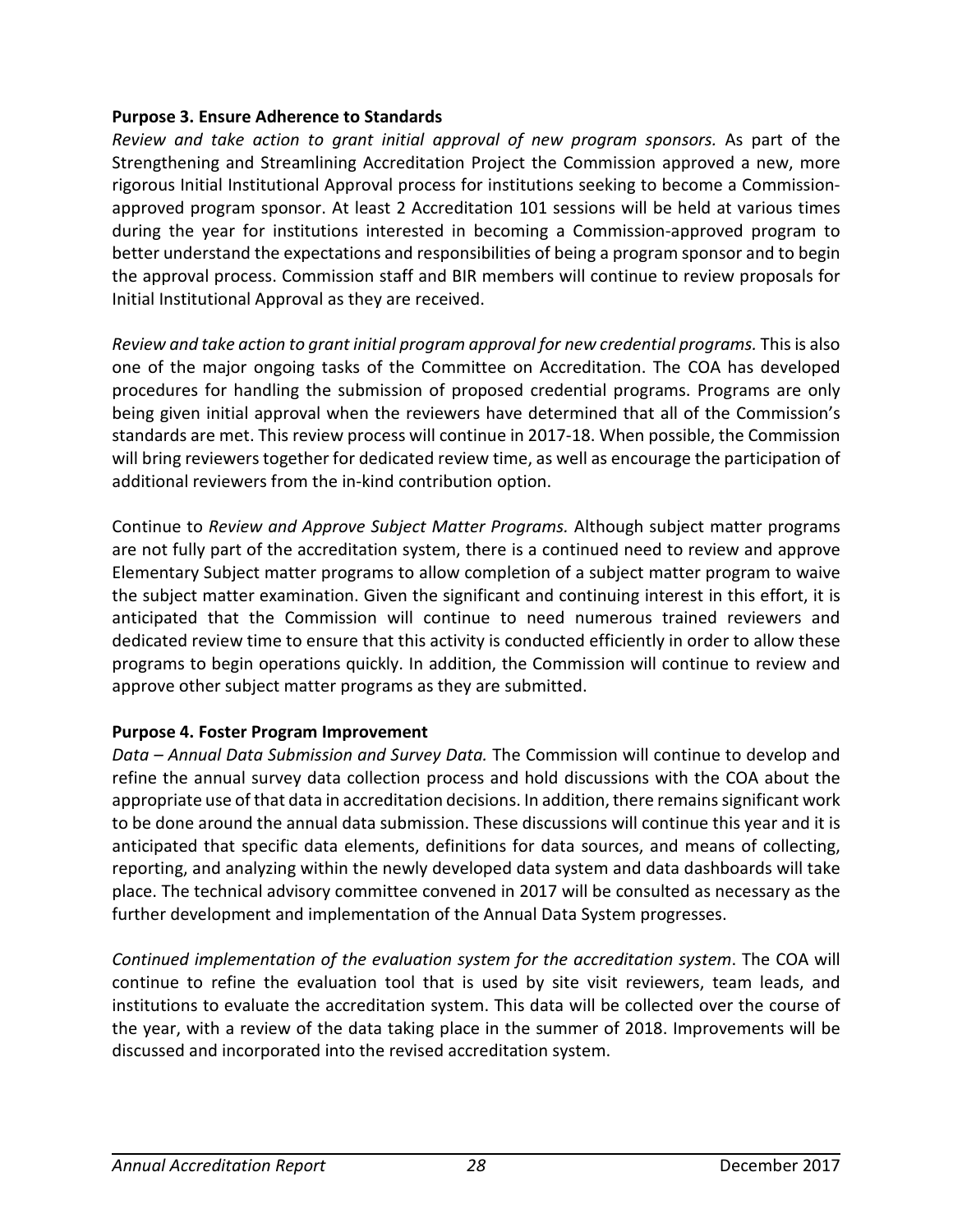**Purpose 3. Ensure Adherence to Standards**

*Review and take action to grant initial approval of new program sponsors.* As part of the Strengthening and Streamlining Accreditation Project the Commission approved a new, more rigorous Initial Institutional Approval process for institutions seeking to become a Commission-approved program sponsor. At least 2 Accreditation 101 sessions will be held at various times during the year for institutions interested in becoming a Commission-approved program to better understand the expectations and responsibilities of being a program sponsor and to begin the approval process. Commission staff and BIR members will continue to review proposals for Initial Institutional Approval as they are received.

*Review and take action to grant initial program approval for new credential programs.* This is also one of the major ongoing tasks of the Committee on Accreditation. The COA has developed procedures for handling the submission of proposed credential programs. Programs are only being given initial approval when the reviewers have determined that all of the Commission's standards are met. This review process will continue in 2017-18. When possible, the Commission will bring reviewers together for dedicated review time, as well as encourage the participation of additional reviewers from the in-kind contribution option.

Continue to *Review and Approve Subject Matter Programs.* Although subject matter programs are not fully part of the accreditation system, there is a continued need to review and approve Elementary Subject matter programs to allow completion of a subject matter program to waive the subject matter examination. Given the significant and continuing interest in this effort, it is anticipated that the Commission will continue to need numerous trained reviewers and dedicated review time to ensure that this activity is conducted efficiently in order to allow these programs to begin operations quickly. In addition, the Commission will continue to review and approve other subject matter programs as they are submitted.

**Purpose 4. Foster Program Improvement**

*Data – Annual Data Submission and Survey Data.* The Commission will continue to develop and refine the annual survey data collection process and hold discussions with the COA about the appropriate use of that data in accreditation decisions. In addition, there remains significant work to be done around the annual data submission. These discussions will continue this year and it is anticipated that specific data elements, definitions for data sources, and means of collecting, reporting, and analyzing within the newly developed data system and data dashboards will take place. The technical advisory committee convened in 2017 will be consulted as necessary as the further development and implementation of the Annual Data System progresses.

*Continued implementation of the evaluation system for the accreditation system*. The COA will continue to refine the evaluation tool that is used by site visit reviewers, team leads, and institutions to evaluate the accreditation system. This data will be collected over the course of the year, with a review of the data taking place in the summer of 2018. Improvements will be discussed and incorporated into the revised accreditation system.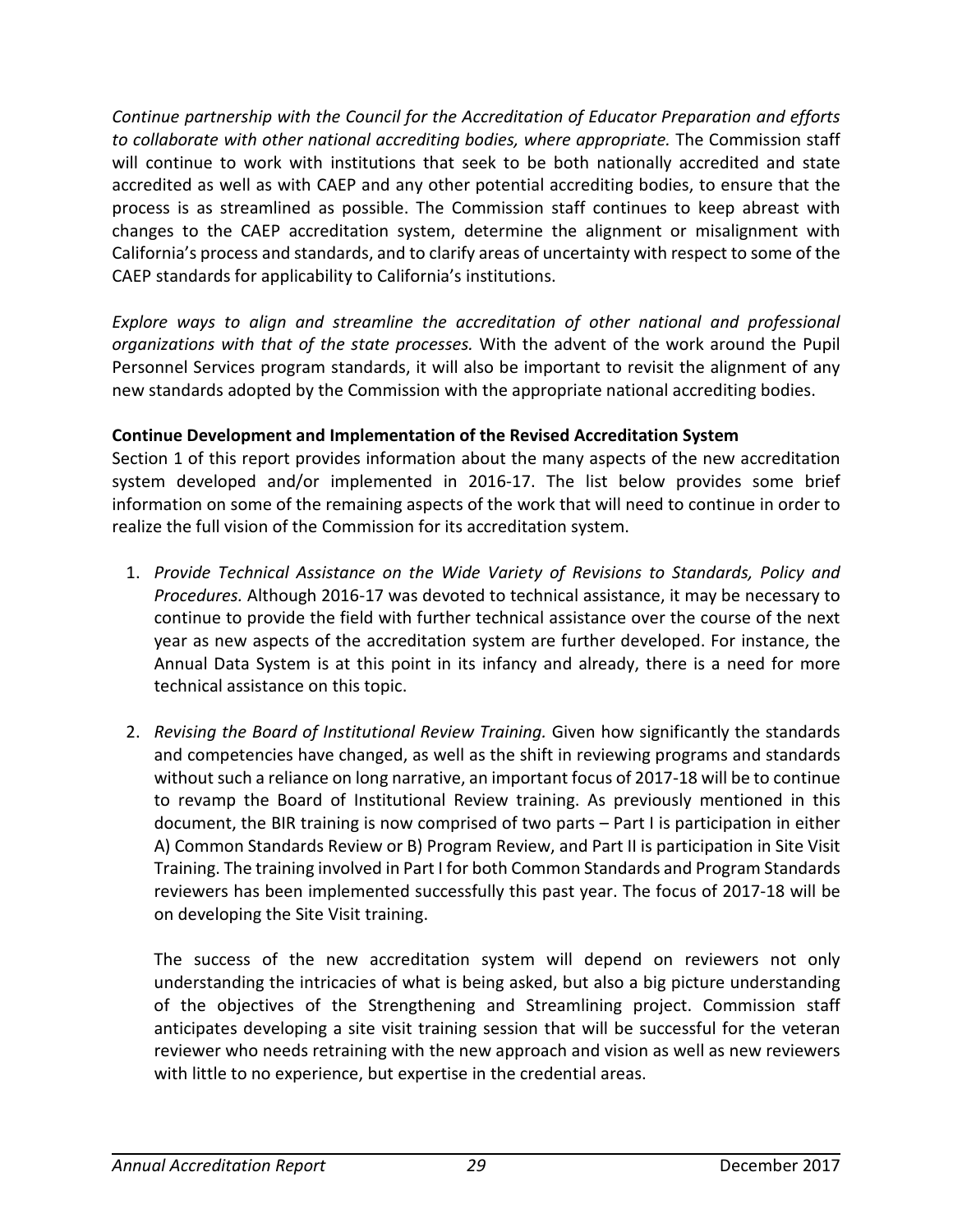*Continue partnership with the Council for the Accreditation of Educator Preparation and efforts to collaborate with other national accrediting bodies, where appropriate.* The Commission staff will continue to work with institutions that seek to be both nationally accredited and state accredited as well as with CAEP and any other potential accrediting bodies, to ensure that the process is as streamlined as possible. The Commission staff continues to keep abreast with changes to the CAEP accreditation system, determine the alignment or misalignment with California's process and standards, and to clarify areas of uncertainty with respect to some of the CAEP standards for applicability to California's institutions.

*Explore ways to align and streamline the accreditation of other national and professional organizations with that of the state processes.* With the advent of the work around the Pupil Personnel Services program standards, it will also be important to revisit the alignment of any new standards adopted by the Commission with the appropriate national accrediting bodies.

**Continue Development and Implementation of the Revised Accreditation System**

Section 1 of this report provides information about the many aspects of the new accreditation system developed and/or implemented in 2016-17. The list below provides some brief information on some of the remaining aspects of the work that will need to continue in order to realize the full vision of the Commission for its accreditation system.

1. *Provide Technical Assistance on the Wide Variety of Revisions to Standards, Policy and Procedures.* Although 2016-17 was devoted to technical assistance, it may be necessary to continue to provide the field with further technical assistance over the course of the next year as new aspects of the accreditation system are further developed. For instance, the Annual Data System is at this point in its infancy and already, there is a need for more technical assistance on this topic.

2. *Revising the Board of Institutional Review Training.* Given how significantly the standards and competencies have changed, as well as the shift in reviewing programs and standards without such a reliance on long narrative, an important focus of 2017-18 will be to continue to revamp the Board of Institutional Review training. As previously mentioned in this document, the BIR training is now comprised of two parts – Part I is participation in either A) Common Standards Review or B) Program Review, and Part II is participation in Site Visit Training. The training involved in Part I for both Common Standards and Program Standards reviewers has been implemented successfully this past year. The focus of 2017-18 will be on developing the Site Visit training.

   The success of the new accreditation system will depend on reviewers not only understanding the intricacies of what is being asked, but also a big picture understanding of the objectives of the Strengthening and Streamlining project. Commission staff anticipates developing a site visit training session that will be successful for the veteran reviewer who needs retraining with the new approach and vision as well as new reviewers with little to no experience, but expertise in the credential areas.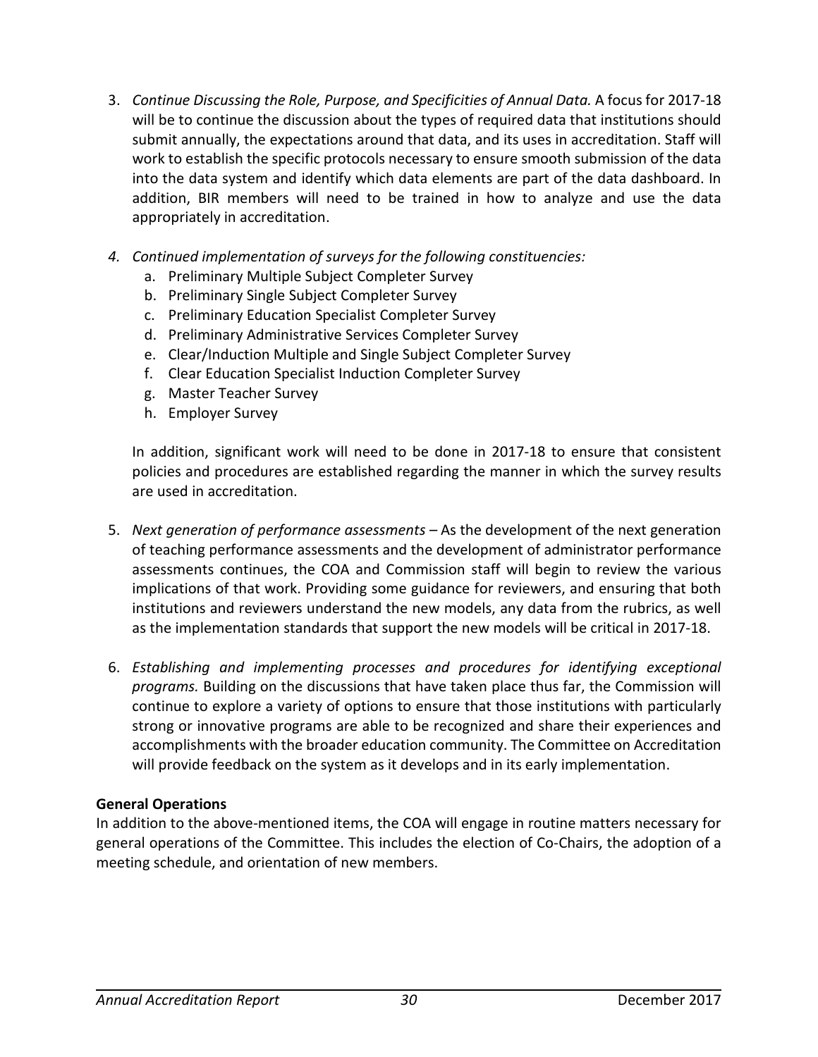3. *Continue Discussing the Role, Purpose, and Specificities of Annual Data.* A focus for 2017-18 will be to continue the discussion about the types of required data that institutions should submit annually, the expectations around that data, and its uses in accreditation. Staff will work to establish the specific protocols necessary to ensure smooth submission of the data into the data system and identify which data elements are part of the data dashboard. In addition, BIR members will need to be trained in how to analyze and use the data appropriately in accreditation.

4. *Continued implementation of surveys for the following constituencies:*
   a. Preliminary Multiple Subject Completer Survey
   b. Preliminary Single Subject Completer Survey
   c. Preliminary Education Specialist Completer Survey
   d. Preliminary Administrative Services Completer Survey
   e. Clear/Induction Multiple and Single Subject Completer Survey
   f. Clear Education Specialist Induction Completer Survey
   g. Master Teacher Survey
   h. Employer Survey

   In addition, significant work will need to be done in 2017-18 to ensure that consistent policies and procedures are established regarding the manner in which the survey results are used in accreditation.

5. *Next generation of performance assessments* – As the development of the next generation of teaching performance assessments and the development of administrator performance assessments continues, the COA and Commission staff will begin to review the various implications of that work. Providing some guidance for reviewers, and ensuring that both institutions and reviewers understand the new models, any data from the rubrics, as well as the implementation standards that support the new models will be critical in 2017-18.

6. *Establishing and implementing processes and procedures for identifying exceptional programs.* Building on the discussions that have taken place thus far, the Commission will continue to explore a variety of options to ensure that those institutions with particularly strong or innovative programs are able to be recognized and share their experiences and accomplishments with the broader education community. The Committee on Accreditation will provide feedback on the system as it develops and in its early implementation.

**General Operations**

In addition to the above-mentioned items, the COA will engage in routine matters necessary for general operations of the Committee. This includes the election of Co-Chairs, the adoption of a meeting schedule, and orientation of new members.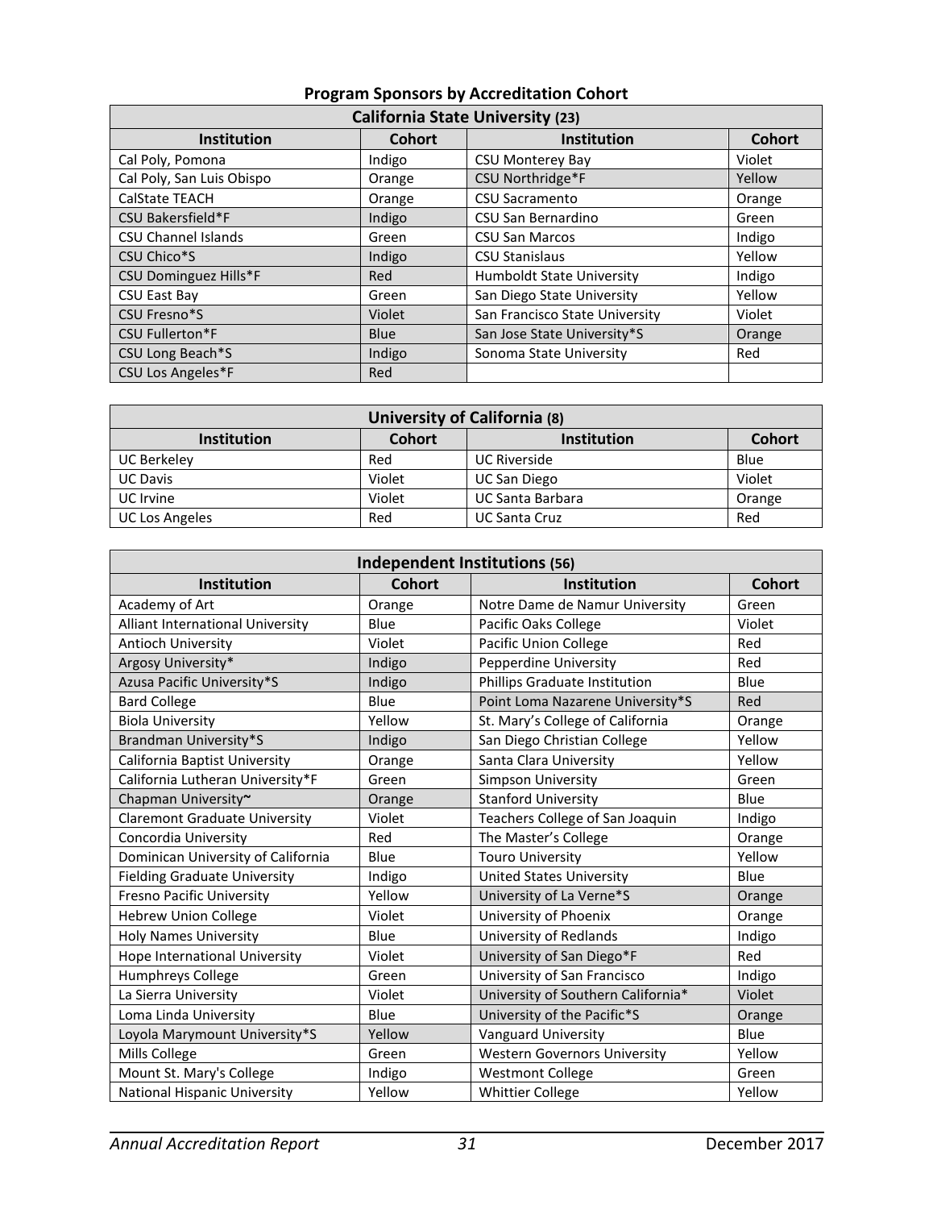**Program Sponsors by Accreditation Cohort**

| California State University (23) | | | |
|---|---|---|---|
| **Institution** | **Cohort** | **Institution** | **Cohort** |
| Cal Poly, Pomona | Indigo | CSU Monterey Bay | Violet |
| Cal Poly, San Luis Obispo | Orange | CSU Northridge*F | Yellow |
| CalState TEACH | Orange | CSU Sacramento | Orange |
| CSU Bakersfield*F | Indigo | CSU San Bernardino | Green |
| CSU Channel Islands | Green | CSU San Marcos | Indigo |
| CSU Chico*S | Indigo | CSU Stanislaus | Yellow |
| CSU Dominguez Hills*F | Red | Humboldt State University | Indigo |
| CSU East Bay | Green | San Diego State University | Yellow |
| CSU Fresno*S | Violet | San Francisco State University | Violet |
| CSU Fullerton*F | Blue | San Jose State University*S | Orange |
| CSU Long Beach*S | Indigo | Sonoma State University | Red |
| CSU Los Angeles*F | Red | | |

| University of California (8) | | | |
|---|---|---|---|
| **Institution** | **Cohort** | **Institution** | **Cohort** |
| UC Berkeley | Red | UC Riverside | Blue |
| UC Davis | Violet | UC San Diego | Violet |
| UC Irvine | Violet | UC Santa Barbara | Orange |
| UC Los Angeles | Red | UC Santa Cruz | Red |

| Independent Institutions (56) | | | |
|---|---|---|---|
| **Institution** | **Cohort** | **Institution** | **Cohort** |
| Academy of Art | Orange | Notre Dame de Namur University | Green |
| Alliant International University | Blue | Pacific Oaks College | Violet |
| Antioch University | Violet | Pacific Union College | Red |
| Argosy University* | Indigo | Pepperdine University | Red |
| Azusa Pacific University*S | Indigo | Phillips Graduate Institution | Blue |
| Bard College | Blue | Point Loma Nazarene University*S | Red |
| Biola University | Yellow | St. Mary's College of California | Orange |
| Brandman University*S | Indigo | San Diego Christian College | Yellow |
| California Baptist University | Orange | Santa Clara University | Yellow |
| California Lutheran University*F | Green | Simpson University | Green |
| Chapman University~ | Orange | Stanford University | Blue |
| Claremont Graduate University | Violet | Teachers College of San Joaquin | Indigo |
| Concordia University | Red | The Master's College | Orange |
| Dominican University of California | Blue | Touro University | Yellow |
| Fielding Graduate University | Indigo | United States University | Blue |
| Fresno Pacific University | Yellow | University of La Verne*S | Orange |
| Hebrew Union College | Violet | University of Phoenix | Orange |
| Holy Names University | Blue | University of Redlands | Indigo |
| Hope International University | Violet | University of San Diego*F | Red |
| Humphreys College | Green | University of San Francisco | Indigo |
| La Sierra University | Violet | University of Southern California* | Violet |
| Loma Linda University | Blue | University of the Pacific*S | Orange |
| Loyola Marymount University*S | Yellow | Vanguard University | Blue |
| Mills College | Green | Western Governors University | Yellow |
| Mount St. Mary's College | Indigo | Westmont College | Green |
| National Hispanic University | Yellow | Whittier College | Yellow |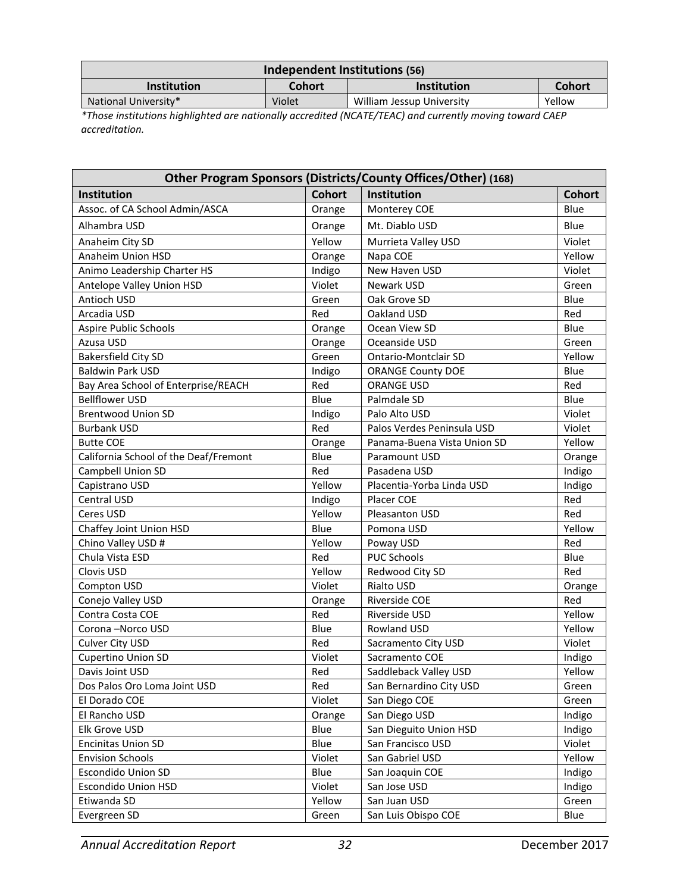| Independent Institutions (56) | | | |
|---|---|---|---|
| **Institution** | **Cohort** | **Institution** | **Cohort** |
| National University* | Violet | William Jessup University | Yellow |

*\*Those institutions highlighted are nationally accredited (NCATE/TEAC) and currently moving toward CAEP accreditation.*

| Other Program Sponsors (Districts/County Offices/Other) (168) | | | |
|---|---|---|---|
| **Institution** | **Cohort** | **Institution** | **Cohort** |
| Assoc. of CA School Admin/ASCA | Orange | Monterey COE | Blue |
| Alhambra USD | Orange | Mt. Diablo USD | Blue |
| Anaheim City SD | Yellow | Murrieta Valley USD | Violet |
| Anaheim Union HSD | Orange | Napa COE | Yellow |
| Animo Leadership Charter HS | Indigo | New Haven USD | Violet |
| Antelope Valley Union HSD | Violet | Newark USD | Green |
| Antioch USD | Green | Oak Grove SD | Blue |
| Arcadia USD | Red | Oakland USD | Red |
| Aspire Public Schools | Orange | Ocean View SD | Blue |
| Azusa USD | Orange | Oceanside USD | Green |
| Bakersfield City SD | Green | Ontario-Montclair SD | Yellow |
| Baldwin Park USD | Indigo | ORANGE County DOE | Blue |
| Bay Area School of Enterprise/REACH | Red | ORANGE USD | Red |
| Bellflower USD | Blue | Palmdale SD | Blue |
| Brentwood Union SD | Indigo | Palo Alto USD | Violet |
| Burbank USD | Red | Palos Verdes Peninsula USD | Violet |
| Butte COE | Orange | Panama-Buena Vista Union SD | Yellow |
| California School of the Deaf/Fremont | Blue | Paramount USD | Orange |
| Campbell Union SD | Red | Pasadena USD | Indigo |
| Capistrano USD | Yellow | Placentia-Yorba Linda USD | Indigo |
| Central USD | Indigo | Placer COE | Red |
| Ceres USD | Yellow | Pleasanton USD | Red |
| Chaffey Joint Union HSD | Blue | Pomona USD | Yellow |
| Chino Valley USD # | Yellow | Poway USD | Red |
| Chula Vista ESD | Red | PUC Schools | Blue |
| Clovis USD | Yellow | Redwood City SD | Red |
| Compton USD | Violet | Rialto USD | Orange |
| Conejo Valley USD | Orange | Riverside COE | Red |
| Contra Costa COE | Red | Riverside USD | Yellow |
| Corona –Norco USD | Blue | Rowland USD | Yellow |
| Culver City USD | Red | Sacramento City USD | Violet |
| Cupertino Union SD | Violet | Sacramento COE | Indigo |
| Davis Joint USD | Red | Saddleback Valley USD | Yellow |
| Dos Palos Oro Loma Joint USD | Red | San Bernardino City USD | Green |
| El Dorado COE | Violet | San Diego COE | Green |
| El Rancho USD | Orange | San Diego USD | Indigo |
| Elk Grove USD | Blue | San Dieguito Union HSD | Indigo |
| Encinitas Union SD | Blue | San Francisco USD | Violet |
| Envision Schools | Violet | San Gabriel USD | Yellow |
| Escondido Union SD | Blue | San Joaquin COE | Indigo |
| Escondido Union HSD | Violet | San Jose USD | Indigo |
| Etiwanda SD | Yellow | San Juan USD | Green |
| Evergreen SD | Green | San Luis Obispo COE | Blue |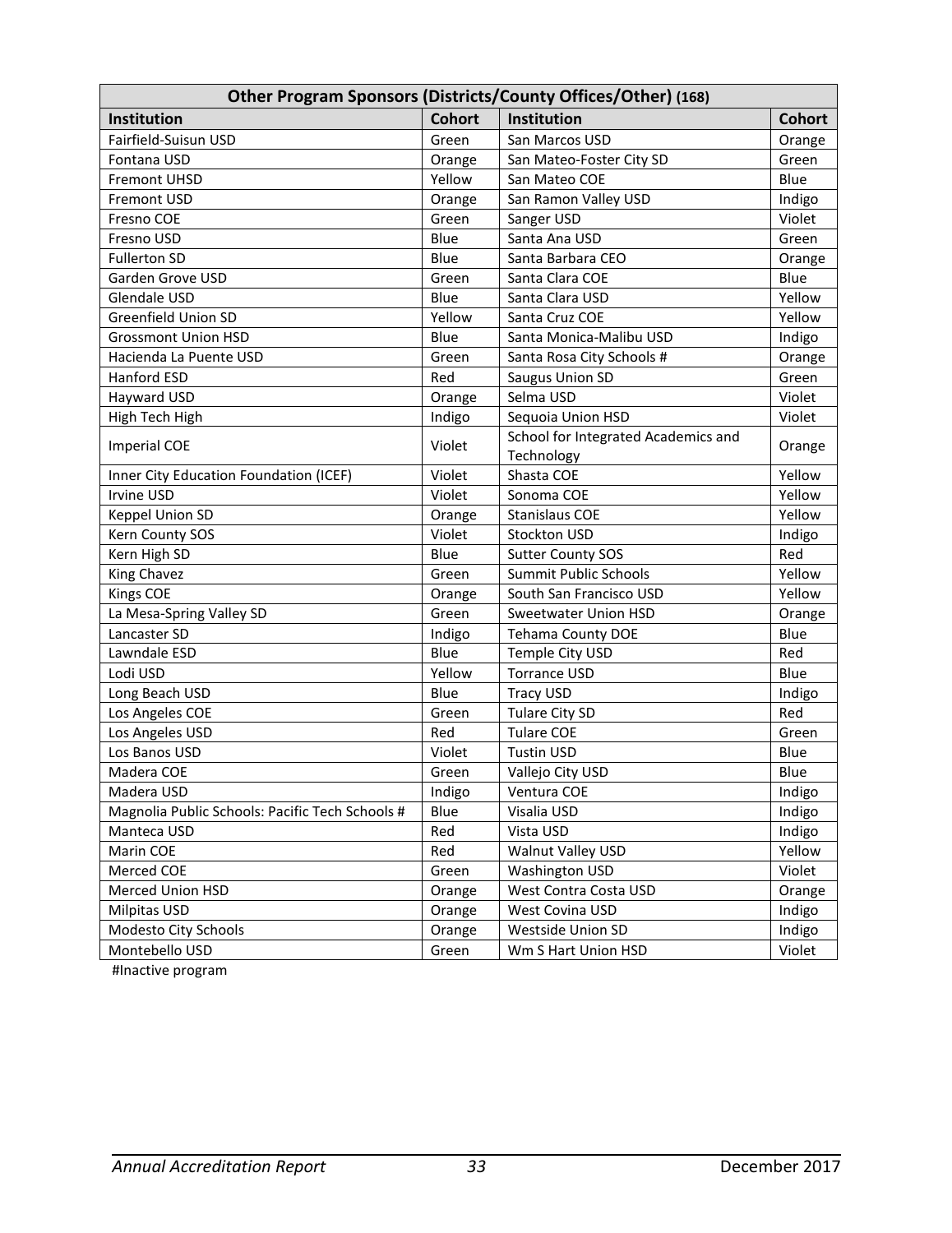| Other Program Sponsors (Districts/County Offices/Other) (168) | | | |
|---|---|---|---|
| **Institution** | **Cohort** | **Institution** | **Cohort** |
| Fairfield-Suisun USD | Green | San Marcos USD | Orange |
| Fontana USD | Orange | San Mateo-Foster City SD | Green |
| Fremont UHSD | Yellow | San Mateo COE | Blue |
| Fremont USD | Orange | San Ramon Valley USD | Indigo |
| Fresno COE | Green | Sanger USD | Violet |
| Fresno USD | Blue | Santa Ana USD | Green |
| Fullerton SD | Blue | Santa Barbara CEO | Orange |
| Garden Grove USD | Green | Santa Clara COE | Blue |
| Glendale USD | Blue | Santa Clara USD | Yellow |
| Greenfield Union SD | Yellow | Santa Cruz COE | Yellow |
| Grossmont Union HSD | Blue | Santa Monica-Malibu USD | Indigo |
| Hacienda La Puente USD | Green | Santa Rosa City Schools # | Orange |
| Hanford ESD | Red | Saugus Union SD | Green |
| Hayward USD | Orange | Selma USD | Violet |
| High Tech High | Indigo | Sequoia Union HSD | Violet |
| Imperial COE | Violet | School for Integrated Academics and Technology | Orange |
| Inner City Education Foundation (ICEF) | Violet | Shasta COE | Yellow |
| Irvine USD | Violet | Sonoma COE | Yellow |
| Keppel Union SD | Orange | Stanislaus COE | Yellow |
| Kern County SOS | Violet | Stockton USD | Indigo |
| Kern High SD | Blue | Sutter County SOS | Red |
| King Chavez | Green | Summit Public Schools | Yellow |
| Kings COE | Orange | South San Francisco USD | Yellow |
| La Mesa-Spring Valley SD | Green | Sweetwater Union HSD | Orange |
| Lancaster SD | Indigo | Tehama County DOE | Blue |
| Lawndale ESD | Blue | Temple City USD | Red |
| Lodi USD | Yellow | Torrance USD | Blue |
| Long Beach USD | Blue | Tracy USD | Indigo |
| Los Angeles COE | Green | Tulare City SD | Red |
| Los Angeles USD | Red | Tulare COE | Green |
| Los Banos USD | Violet | Tustin USD | Blue |
| Madera COE | Green | Vallejo City USD | Blue |
| Madera USD | Indigo | Ventura COE | Indigo |
| Magnolia Public Schools: Pacific Tech Schools # | Blue | Visalia USD | Indigo |
| Manteca USD | Red | Vista USD | Indigo |
| Marin COE | Red | Walnut Valley USD | Yellow |
| Merced COE | Green | Washington USD | Violet |
| Merced Union HSD | Orange | West Contra Costa USD | Orange |
| Milpitas USD | Orange | West Covina USD | Indigo |
| Modesto City Schools | Orange | Westside Union SD | Indigo |
| Montebello USD | Green | Wm S Hart Union HSD | Violet |

#Inactive program